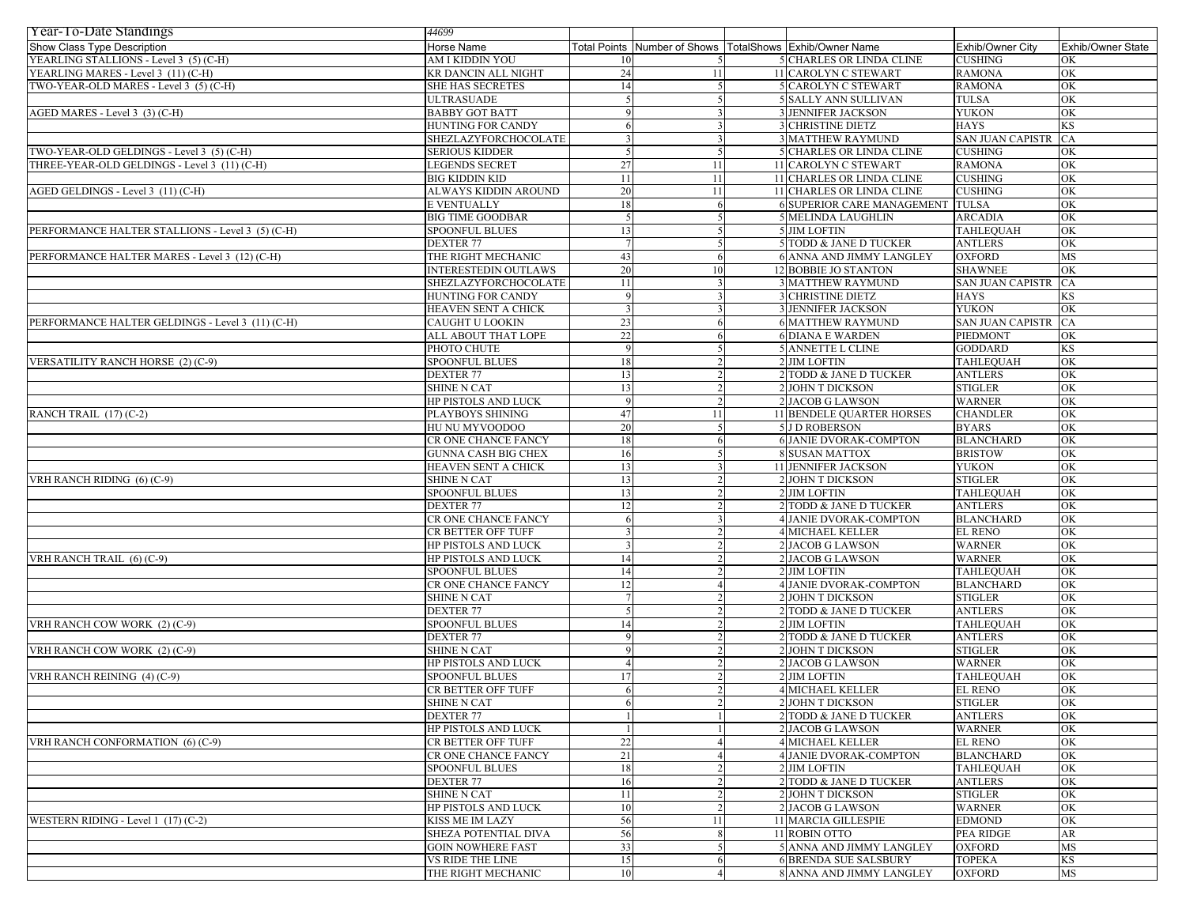| Year-To-Date Standings | 44699 | | | | | | |
|---|---|---|---|---|---|---|---|
| Show Class Type Description | Horse Name | Total Points | Number of Shows | TotalShows | Exhib/Owner Name | Exhib/Owner City | Exhib/Owner State |
| YEARLING STALLIONS - Level 3 (5) (C-H) | AM I KIDDIN YOU | 10 | 5 | 5 | CHARLES OR LINDA CLINE | CUSHING | OK |
| YEARLING MARES - Level 3 (11) (C-H) | KR DANCIN ALL NIGHT | 24 | 11 | 11 | CAROLYN C STEWART | RAMONA | OK |
| TWO-YEAR-OLD MARES - Level 3 (5) (C-H) | SHE HAS SECRETES | 14 | 5 | 5 | CAROLYN C STEWART | RAMONA | OK |
| | ULTRASUADE | 5 | 5 | 5 | SALLY ANN SULLIVAN | TULSA | OK |
| AGED MARES - Level 3 (3) (C-H) | BABBY GOT BATT | 9 | 3 | 3 | JENNIFER JACKSON | YUKON | OK |
| | HUNTING FOR CANDY | 6 | 3 | 3 | CHRISTINE DIETZ | HAYS | KS |
| | SHEZLAZYFORCHOCOLATE | 3 | 3 | 3 | MATTHEW RAYMUND | SAN JUAN CAPISTR | CA |
| TWO-YEAR-OLD GELDINGS - Level 3 (5) (C-H) | SERIOUS KIDDER | 5 | 5 | 5 | CHARLES OR LINDA CLINE | CUSHING | OK |
| THREE-YEAR-OLD GELDINGS - Level 3 (11) (C-H) | LEGENDS SECRET | 27 | 11 | 11 | CAROLYN C STEWART | RAMONA | OK |
| | BIG KIDDIN KID | 11 | 11 | 11 | CHARLES OR LINDA CLINE | CUSHING | OK |
| AGED GELDINGS - Level 3 (11) (C-H) | ALWAYS KIDDIN AROUND | 20 | 11 | 11 | CHARLES OR LINDA CLINE | CUSHING | OK |
| | E VENTUALLY | 18 | 6 | 6 | SUPERIOR CARE MANAGEMENT | TULSA | OK |
| | BIG TIME GOODBAR | 5 | 5 | 5 | MELINDA LAUGHLIN | ARCADIA | OK |
| PERFORMANCE HALTER STALLIONS - Level 3 (5) (C-H) | SPOONFUL BLUES | 13 | 5 | 5 | JIM LOFTIN | TAHLEQUAH | OK |
| | DEXTER 77 | 7 | 5 | 5 | TODD & JANE D TUCKER | ANTLERS | OK |
| PERFORMANCE HALTER MARES - Level 3 (12) (C-H) | THE RIGHT MECHANIC | 43 | 6 | 6 | ANNA AND JIMMY LANGLEY | OXFORD | MS |
| | INTERESTEDIN OUTLAWS | 20 | 10 | 12 | BOBBIE JO STANTON | SHAWNEE | OK |
| | SHEZLAZYFORCHOCOLATE | 11 | 3 | 3 | MATTHEW RAYMUND | SAN JUAN CAPISTR | CA |
| | HUNTING FOR CANDY | 9 | 3 | 3 | CHRISTINE DIETZ | HAYS | KS |
| | HEAVEN SENT A CHICK | 3 | 3 | 3 | JENNIFER JACKSON | YUKON | OK |
| PERFORMANCE HALTER GELDINGS - Level 3 (11) (C-H) | CAUGHT U LOOKIN | 23 | 6 | 6 | MATTHEW RAYMUND | SAN JUAN CAPISTR | CA |
| | ALL ABOUT THAT LOPE | 22 | 6 | 6 | DIANA E WARDEN | PIEDMONT | OK |
| | PHOTO CHUTE | 9 | 5 | 5 | ANNETTE L CLINE | GODDARD | KS |
| VERSATILITY RANCH HORSE (2) (C-9) | SPOONFUL BLUES | 18 | 2 | 2 | JIM LOFTIN | TAHLEQUAH | OK |
| | DEXTER 77 | 13 | 2 | 2 | TODD & JANE D TUCKER | ANTLERS | OK |
| | SHINE N CAT | 13 | 2 | 2 | JOHN T DICKSON | STIGLER | OK |
| | HP PISTOLS AND LUCK | 9 | 2 | 2 | JACOB G LAWSON | WARNER | OK |
| RANCH TRAIL (17) (C-2) | PLAYBOYS SHINING | 47 | 11 | 11 | BENDELE QUARTER HORSES | CHANDLER | OK |
| | HU NU MYVOODOO | 20 | 5 | 5 | J D ROBERSON | BYARS | OK |
| | CR ONE CHANCE FANCY | 18 | 6 | 6 | JANIE DVORAK-COMPTON | BLANCHARD | OK |
| | GUNNA CASH BIG CHEX | 16 | 5 | 8 | SUSAN MATTOX | BRISTOW | OK |
| | HEAVEN SENT A CHICK | 13 | 3 | 11 | JENNIFER JACKSON | YUKON | OK |
| VRH RANCH RIDING (6) (C-9) | SHINE N CAT | 13 | 2 | 2 | JOHN T DICKSON | STIGLER | OK |
| | SPOONFUL BLUES | 13 | 2 | 2 | JIM LOFTIN | TAHLEQUAH | OK |
| | DEXTER 77 | 12 | 2 | 2 | TODD & JANE D TUCKER | ANTLERS | OK |
| | CR ONE CHANCE FANCY | 6 | 3 | 4 | JANIE DVORAK-COMPTON | BLANCHARD | OK |
| | CR BETTER OFF TUFF | 3 | 2 | 4 | MICHAEL KELLER | EL RENO | OK |
| | HP PISTOLS AND LUCK | 3 | 2 | 2 | JACOB G LAWSON | WARNER | OK |
| VRH RANCH TRAIL (6) (C-9) | HP PISTOLS AND LUCK | 14 | 2 | 2 | JACOB G LAWSON | WARNER | OK |
| | SPOONFUL BLUES | 14 | 2 | 2 | JIM LOFTIN | TAHLEQUAH | OK |
| | CR ONE CHANCE FANCY | 12 | 4 | 4 | JANIE DVORAK-COMPTON | BLANCHARD | OK |
| | SHINE N CAT | 7 | 2 | 2 | JOHN T DICKSON | STIGLER | OK |
| | DEXTER 77 | 5 | 2 | 2 | TODD & JANE D TUCKER | ANTLERS | OK |
| VRH RANCH COW WORK (2) (C-9) | SPOONFUL BLUES | 14 | 2 | 2 | JIM LOFTIN | TAHLEQUAH | OK |
| | DEXTER 77 | 9 | 2 | 2 | TODD & JANE D TUCKER | ANTLERS | OK |
| VRH RANCH COW WORK (2) (C-9) | SHINE N CAT | 9 | 2 | 2 | JOHN T DICKSON | STIGLER | OK |
| | HP PISTOLS AND LUCK | 4 | 2 | 2 | JACOB G LAWSON | WARNER | OK |
| VRH RANCH REINING (4) (C-9) | SPOONFUL BLUES | 17 | 2 | 2 | JIM LOFTIN | TAHLEQUAH | OK |
| | CR BETTER OFF TUFF | 6 | 2 | 4 | MICHAEL KELLER | EL RENO | OK |
| | SHINE N CAT | 6 | 2 | 2 | JOHN T DICKSON | STIGLER | OK |
| | DEXTER 77 | 1 | 1 | 2 | TODD & JANE D TUCKER | ANTLERS | OK |
| | HP PISTOLS AND LUCK | 1 | 1 | 2 | JACOB G LAWSON | WARNER | OK |
| VRH RANCH CONFORMATION (6) (C-9) | CR BETTER OFF TUFF | 22 | 4 | 4 | MICHAEL KELLER | EL RENO | OK |
| | CR ONE CHANCE FANCY | 21 | 4 | 4 | JANIE DVORAK-COMPTON | BLANCHARD | OK |
| | SPOONFUL BLUES | 18 | 2 | 2 | JIM LOFTIN | TAHLEQUAH | OK |
| | DEXTER 77 | 16 | 2 | 2 | TODD & JANE D TUCKER | ANTLERS | OK |
| | SHINE N CAT | 11 | 2 | 2 | JOHN T DICKSON | STIGLER | OK |
| | HP PISTOLS AND LUCK | 10 | 2 | 2 | JACOB G LAWSON | WARNER | OK |
| WESTERN RIDING - Level 1 (17) (C-2) | KISS ME IM LAZY | 56 | 11 | 11 | MARCIA GILLESPIE | EDMOND | OK |
| | SHEZA POTENTIAL DIVA | 56 | 8 | 11 | ROBIN OTTO | PEA RIDGE | AR |
| | GOIN NOWHERE FAST | 33 | 5 | 5 | ANNA AND JIMMY LANGLEY | OXFORD | MS |
| | VS RIDE THE LINE | 15 | 6 | 6 | BRENDA SUE SALSBURY | TOPEKA | KS |
| | THE RIGHT MECHANIC | 10 | 4 | 8 | ANNA AND JIMMY LANGLEY | OXFORD | MS |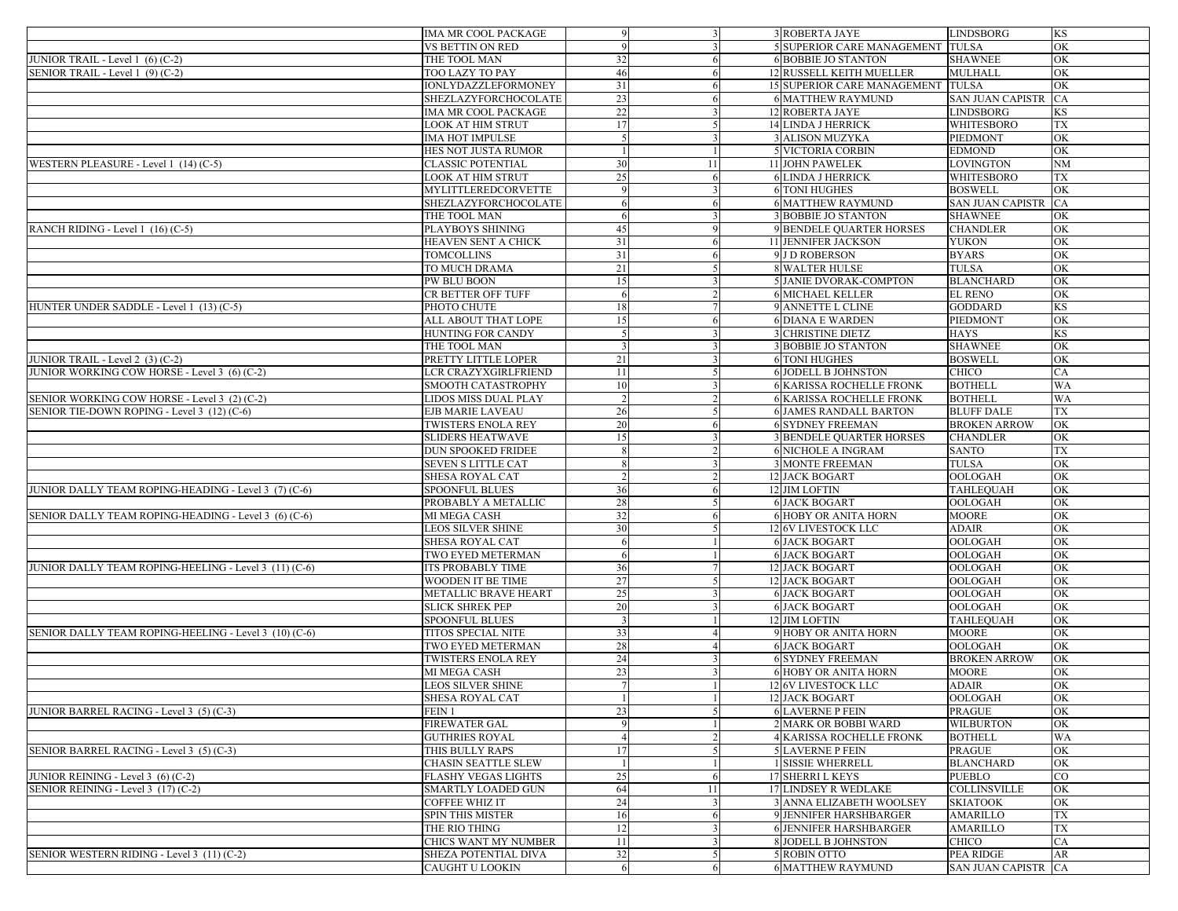| | | | | | | |
|---|---|---|---|---|---|---|
| | IMA MR COOL PACKAGE | 9 | 3 | 3 ROBERTA JAYE | LINDSBORG | KS |
| | VS BETTIN ON RED | 9 | 3 | 5 SUPERIOR CARE MANAGEMENT | TULSA | OK |
| JUNIOR TRAIL - Level 1 (6) (C-2) | THE TOOL MAN | 32 | 6 | 6 BOBBIE JO STANTON | SHAWNEE | OK |
| SENIOR TRAIL - Level 1 (9) (C-2) | TOO LAZY TO PAY | 46 | 6 | 12 RUSSELL KEITH MUELLER | MULHALL | OK |
| | IONLYDAZZLEFORMONEY | 31 | 6 | 15 SUPERIOR CARE MANAGEMENT | TULSA | OK |
| | SHEZLAZYFORCHOCOLATE | 23 | 6 | 6 MATTHEW RAYMUND | SAN JUAN CAPISTR | CA |
| | IMA MR COOL PACKAGE | 22 | 3 | 12 ROBERTA JAYE | LINDSBORG | KS |
| | LOOK AT HIM STRUT | 17 | 5 | 14 LINDA J HERRICK | WHITESBORO | TX |
| | IMA HOT IMPULSE | 5 | 3 | 3 ALISON MUZYKA | PIEDMONT | OK |
| | HES NOT JUSTA RUMOR | 1 | 1 | 5 VICTORIA CORBIN | EDMOND | OK |
| WESTERN PLEASURE - Level 1 (14) (C-5) | CLASSIC POTENTIAL | 30 | 11 | 11 JOHN PAWELEK | LOVINGTON | NM |
| | LOOK AT HIM STRUT | 25 | 6 | 6 LINDA J HERRICK | WHITESBORO | TX |
| | MYLITTLEREDCORVETTE | 9 | 3 | 6 TONI HUGHES | BOSWELL | OK |
| | SHEZLAZYFORCHOCOLATE | 6 | 6 | 6 MATTHEW RAYMUND | SAN JUAN CAPISTR | CA |
| | THE TOOL MAN | 6 | 3 | 3 BOBBIE JO STANTON | SHAWNEE | OK |
| RANCH RIDING - Level 1 (16) (C-5) | PLAYBOYS SHINING | 45 | 9 | 9 BENDELE QUARTER HORSES | CHANDLER | OK |
| | HEAVEN SENT A CHICK | 31 | 6 | 11 JENNIFER JACKSON | YUKON | OK |
| | TOMCOLLINS | 31 | 6 | 9 J D ROBERSON | BYARS | OK |
| | TO MUCH DRAMA | 21 | 5 | 8 WALTER HULSE | TULSA | OK |
| | PW BLU BOON | 15 | 3 | 5 JANIE DVORAK-COMPTON | BLANCHARD | OK |
| | CR BETTER OFF TUFF | 6 | 2 | 6 MICHAEL KELLER | EL RENO | OK |
| HUNTER UNDER SADDLE - Level 1 (13) (C-5) | PHOTO CHUTE | 18 | 7 | 9 ANNETTE L CLINE | GODDARD | KS |
| | ALL ABOUT THAT LOPE | 15 | 6 | 6 DIANA E WARDEN | PIEDMONT | OK |
| | HUNTING FOR CANDY | 5 | 3 | 3 CHRISTINE DIETZ | HAYS | KS |
| | THE TOOL MAN | 3 | 3 | 3 BOBBIE JO STANTON | SHAWNEE | OK |
| JUNIOR TRAIL - Level 2 (3) (C-2) | PRETTY LITTLE LOPER | 21 | 3 | 6 TONI HUGHES | BOSWELL | OK |
| JUNIOR WORKING COW HORSE - Level 3 (6) (C-2) | LCR CRAZYXGIRLFRIEND | 11 | 5 | 6 JODELL B JOHNSTON | CHICO | CA |
| | SMOOTH CATASTROPHY | 10 | 3 | 6 KARISSA ROCHELLE FRONK | BOTHELL | WA |
| SENIOR WORKING COW HORSE - Level 3 (2) (C-2) | LIDOS MISS DUAL PLAY | 2 | 2 | 6 KARISSA ROCHELLE FRONK | BOTHELL | WA |
| SENIOR TIE-DOWN ROPING - Level 3 (12) (C-6) | EJB MARIE LAVEAU | 26 | 5 | 6 JAMES RANDALL BARTON | BLUFF DALE | TX |
| | TWISTERS ENOLA REY | 20 | 6 | 6 SYDNEY FREEMAN | BROKEN ARROW | OK |
| | SLIDERS HEATWAVE | 15 | 3 | 3 BENDELE QUARTER HORSES | CHANDLER | OK |
| | DUN SPOOKED FRIDEE | 8 | 2 | 6 NICHOLE A INGRAM | SANTO | TX |
| | SEVEN S LITTLE CAT | 8 | 3 | 3 MONTE FREEMAN | TULSA | OK |
| | SHESA ROYAL CAT | 2 | 2 | 12 JACK BOGART | OOLOGAH | OK |
| JUNIOR DALLY TEAM ROPING-HEADING - Level 3 (7) (C-6) | SPOONFUL BLUES | 36 | 6 | 12 JIM LOFTIN | TAHLEQUAH | OK |
| | PROBABLY A METALLIC | 28 | 5 | 6 JACK BOGART | OOLOGAH | OK |
| SENIOR DALLY TEAM ROPING-HEADING - Level 3 (6) (C-6) | MI MEGA CASH | 32 | 6 | 6 HOBY OR ANITA HORN | MOORE | OK |
| | LEOS SILVER SHINE | 30 | 5 | 12 6V LIVESTOCK LLC | ADAIR | OK |
| | SHESA ROYAL CAT | 6 | 1 | 6 JACK BOGART | OOLOGAH | OK |
| | TWO EYED METERMAN | 6 | 1 | 6 JACK BOGART | OOLOGAH | OK |
| JUNIOR DALLY TEAM ROPING-HEELING - Level 3 (11) (C-6) | ITS PROBABLY TIME | 36 | 7 | 12 JACK BOGART | OOLOGAH | OK |
| | WOODEN IT BE TIME | 27 | 5 | 12 JACK BOGART | OOLOGAH | OK |
| | METALLIC BRAVE HEART | 25 | 3 | 6 JACK BOGART | OOLOGAH | OK |
| | SLICK SHREK PEP | 20 | 3 | 6 JACK BOGART | OOLOGAH | OK |
| | SPOONFUL BLUES | 3 | 1 | 12 JIM LOFTIN | TAHLEQUAH | OK |
| SENIOR DALLY TEAM ROPING-HEELING - Level 3 (10) (C-6) | TITOS SPECIAL NITE | 33 | 4 | 9 HOBY OR ANITA HORN | MOORE | OK |
| | TWO EYED METERMAN | 28 | 4 | 6 JACK BOGART | OOLOGAH | OK |
| | TWISTERS ENOLA REY | 24 | 3 | 6 SYDNEY FREEMAN | BROKEN ARROW | OK |
| | MI MEGA CASH | 23 | 3 | 6 HOBY OR ANITA HORN | MOORE | OK |
| | LEOS SILVER SHINE | 7 | 1 | 12 6V LIVESTOCK LLC | ADAIR | OK |
| | SHESA ROYAL CAT | 1 | 1 | 12 JACK BOGART | OOLOGAH | OK |
| JUNIOR BARREL RACING - Level 3 (5) (C-3) | FEIN 1 | 23 | 5 | 6 LAVERNE P FEIN | PRAGUE | OK |
| | FIREWATER GAL | 9 | 1 | 2 MARK OR BOBBI WARD | WILBURTON | OK |
| | GUTHRIES ROYAL | 4 | 2 | 4 KARISSA ROCHELLE FRONK | BOTHELL | WA |
| SENIOR BARREL RACING - Level 3 (5) (C-3) | THIS BULLY RAPS | 17 | 5 | 5 LAVERNE P FEIN | PRAGUE | OK |
| | CHASIN SEATTLE SLEW | 1 | 1 | 1 SISSIE WHERRELL | BLANCHARD | OK |
| JUNIOR REINING - Level 3 (6) (C-2) | FLASHY VEGAS LIGHTS | 25 | 6 | 17 SHERRI L KEYS | PUEBLO | CO |
| SENIOR REINING - Level 3 (17) (C-2) | SMARTLY LOADED GUN | 64 | 11 | 17 LINDSEY R WEDLAKE | COLLINSVILLE | OK |
| | COFFEE WHIZ IT | 24 | 3 | 3 ANNA ELIZABETH WOOLSEY | SKIATOOK | OK |
| | SPIN THIS MISTER | 16 | 6 | 9 JENNIFER HARSHBARGER | AMARILLO | TX |
| | THE RIO THING | 12 | 3 | 6 JENNIFER HARSHBARGER | AMARILLO | TX |
| | CHICS WANT MY NUMBER | 11 | 3 | 8 JODELL B JOHNSTON | CHICO | CA |
| SENIOR WESTERN RIDING - Level 3 (11) (C-2) | SHEZA POTENTIAL DIVA | 32 | 5 | 5 ROBIN OTTO | PEA RIDGE | AR |
| | CAUGHT U LOOKIN | 6 | 6 | 6 MATTHEW RAYMUND | SAN JUAN CAPISTR | CA |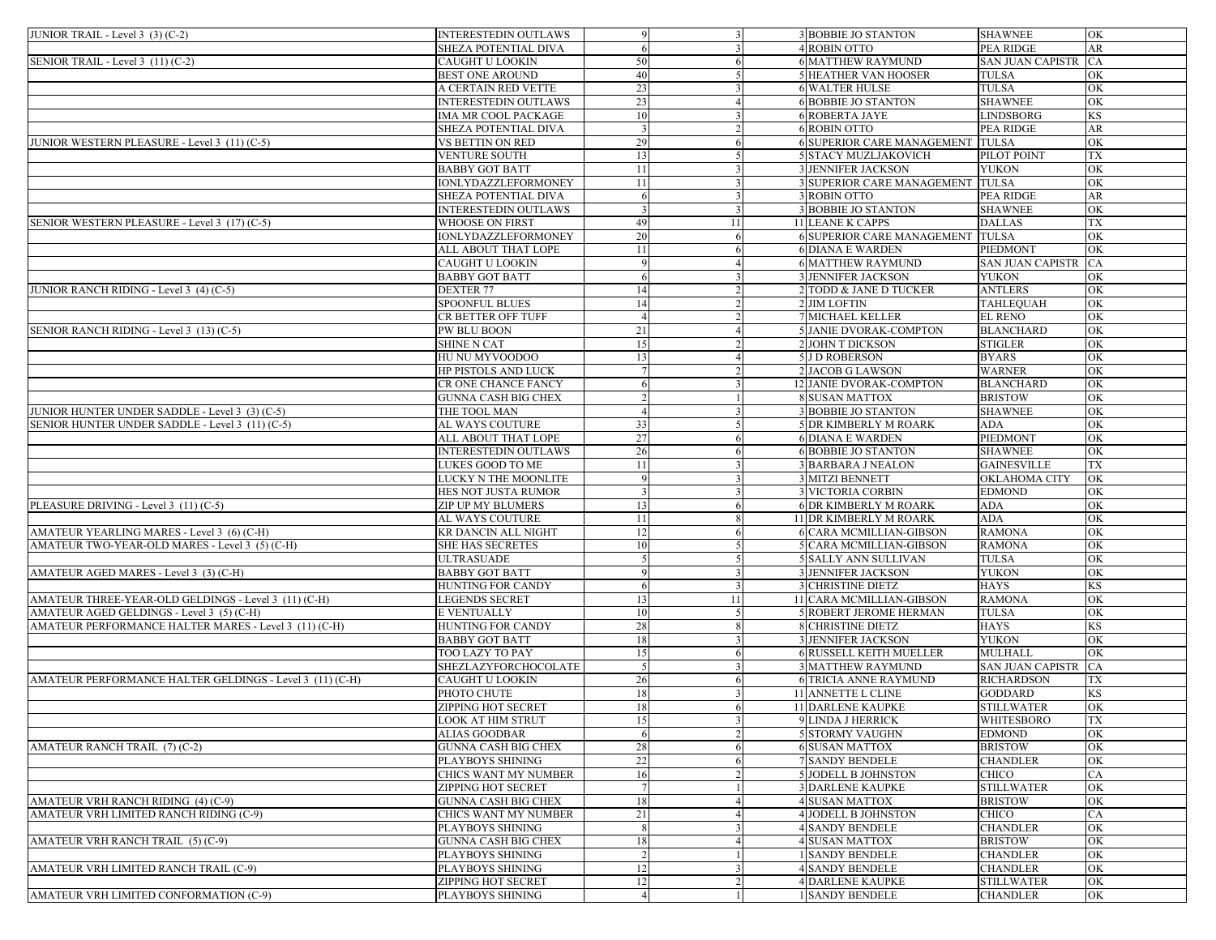| | | | | | | |
|---|---|---|---|---|---|---|
| JUNIOR TRAIL - Level 3 (3) (C-2) | INTERESTEDIN OUTLAWS | 9 | 3 | 3 BOBBIE JO STANTON | SHAWNEE | OK |
| | SHEZA POTENTIAL DIVA | 6 | 3 | 4 ROBIN OTTO | PEA RIDGE | AR |
| SENIOR TRAIL - Level 3 (11) (C-2) | CAUGHT U LOOKIN | 50 | 6 | 6 MATTHEW RAYMUND | SAN JUAN CAPISTR | CA |
| | BEST ONE AROUND | 40 | 5 | 5 HEATHER VAN HOOSER | TULSA | OK |
| | A CERTAIN RED VETTE | 23 | 3 | 6 WALTER HULSE | TULSA | OK |
| | INTERESTEDIN OUTLAWS | 23 | 4 | 6 BOBBIE JO STANTON | SHAWNEE | OK |
| | IMA MR COOL PACKAGE | 10 | 3 | 6 ROBERTA JAYE | LINDSBORG | KS |
| | SHEZA POTENTIAL DIVA | 3 | 2 | 6 ROBIN OTTO | PEA RIDGE | AR |
| JUNIOR WESTERN PLEASURE - Level 3 (11) (C-5) | VS BETTIN ON RED | 29 | 6 | 6 SUPERIOR CARE MANAGEMENT | TULSA | OK |
| | VENTURE SOUTH | 13 | 5 | 5 STACY MUZLJAKOVICH | PILOT POINT | TX |
| | BABBY GOT BATT | 11 | 3 | 3 JENNIFER JACKSON | YUKON | OK |
| | IONLYDAZZLEFORMONEY | 11 | 3 | 3 SUPERIOR CARE MANAGEMENT | TULSA | OK |
| | SHEZA POTENTIAL DIVA | 6 | 3 | 3 ROBIN OTTO | PEA RIDGE | AR |
| | INTERESTEDIN OUTLAWS | 3 | 3 | 3 BOBBIE JO STANTON | SHAWNEE | OK |
| SENIOR WESTERN PLEASURE - Level 3 (17) (C-5) | WHOOSE ON FIRST | 49 | 11 | 11 LEANE K CAPPS | DALLAS | TX |
| | IONLYDAZZLEFORMONEY | 20 | 6 | 6 SUPERIOR CARE MANAGEMENT | TULSA | OK |
| | ALL ABOUT THAT LOPE | 11 | 6 | 6 DIANA E WARDEN | PIEDMONT | OK |
| | CAUGHT U LOOKIN | 9 | 4 | 6 MATTHEW RAYMUND | SAN JUAN CAPISTR | CA |
| | BABBY GOT BATT | 6 | 3 | 3 JENNIFER JACKSON | YUKON | OK |
| JUNIOR RANCH RIDING - Level 3 (4) (C-5) | DEXTER 77 | 14 | 2 | 2 TODD & JANE D TUCKER | ANTLERS | OK |
| | SPOONFUL BLUES | 14 | 2 | 2 JIM LOFTIN | TAHLEQUAH | OK |
| | CR BETTER OFF TUFF | 4 | 2 | 7 MICHAEL KELLER | EL RENO | OK |
| SENIOR RANCH RIDING - Level 3 (13) (C-5) | PW BLU BOON | 21 | 4 | 5 JANIE DVORAK-COMPTON | BLANCHARD | OK |
| | SHINE N CAT | 15 | 2 | 2 JOHN T DICKSON | STIGLER | OK |
| | HU NU MYVOODOO | 13 | 4 | 5 J D ROBERSON | BYARS | OK |
| | HP PISTOLS AND LUCK | 7 | 2 | 2 JACOB G LAWSON | WARNER | OK |
| | CR ONE CHANCE FANCY | 6 | 3 | 12 JANIE DVORAK-COMPTON | BLANCHARD | OK |
| | GUNNA CASH BIG CHEX | 2 | 1 | 8 SUSAN MATTOX | BRISTOW | OK |
| JUNIOR HUNTER UNDER SADDLE - Level 3 (3) (C-5) | THE TOOL MAN | 4 | 3 | 3 BOBBIE JO STANTON | SHAWNEE | OK |
| SENIOR HUNTER UNDER SADDLE - Level 3 (11) (C-5) | AL WAYS COUTURE | 33 | 5 | 5 DR KIMBERLY M ROARK | ADA | OK |
| | ALL ABOUT THAT LOPE | 27 | 6 | 6 DIANA E WARDEN | PIEDMONT | OK |
| | INTERESTEDIN OUTLAWS | 26 | 6 | 6 BOBBIE JO STANTON | SHAWNEE | OK |
| | LUKES GOOD TO ME | 11 | 3 | 3 BARBARA J NEALON | GAINESVILLE | TX |
| | LUCKY N THE MOONLITE | 9 | 3 | 3 MITZI BENNETT | OKLAHOMA CITY | OK |
| | HES NOT JUSTA RUMOR | 3 | 3 | 3 VICTORIA CORBIN | EDMOND | OK |
| PLEASURE DRIVING - Level 3 (11) (C-5) | ZIP UP MY BLUMERS | 13 | 6 | 6 DR KIMBERLY M ROARK | ADA | OK |
| | AL WAYS COUTURE | 11 | 8 | 11 DR KIMBERLY M ROARK | ADA | OK |
| AMATEUR YEARLING MARES - Level 3 (6) (C-H) | KR DANCIN ALL NIGHT | 12 | 6 | 6 CARA MCMILLIAN-GIBSON | RAMONA | OK |
| AMATEUR TWO-YEAR-OLD MARES - Level 3 (5) (C-H) | SHE HAS SECRETES | 10 | 5 | 5 CARA MCMILLIAN-GIBSON | RAMONA | OK |
| | ULTRASUADE | 5 | 5 | 5 SALLY ANN SULLIVAN | TULSA | OK |
| AMATEUR AGED MARES - Level 3 (3) (C-H) | BABBY GOT BATT | 9 | 3 | 3 JENNIFER JACKSON | YUKON | OK |
| | HUNTING FOR CANDY | 6 | 3 | 3 CHRISTINE DIETZ | HAYS | KS |
| AMATEUR THREE-YEAR-OLD GELDINGS - Level 3 (11) (C-H) | LEGENDS SECRET | 13 | 11 | 11 CARA MCMILLIAN-GIBSON | RAMONA | OK |
| AMATEUR AGED GELDINGS - Level 3 (5) (C-H) | E VENTUALLY | 10 | 5 | 5 ROBERT JEROME HERMAN | TULSA | OK |
| AMATEUR PERFORMANCE HALTER MARES - Level 3 (11) (C-H) | HUNTING FOR CANDY | 28 | 8 | 8 CHRISTINE DIETZ | HAYS | KS |
| | BABBY GOT BATT | 18 | 3 | 3 JENNIFER JACKSON | YUKON | OK |
| | TOO LAZY TO PAY | 15 | 6 | 6 RUSSELL KEITH MUELLER | MULHALL | OK |
| | SHEZLAZYFORCHOCOLATE | 5 | 3 | 3 MATTHEW RAYMUND | SAN JUAN CAPISTR | CA |
| AMATEUR PERFORMANCE HALTER GELDINGS - Level 3 (11) (C-H) | CAUGHT U LOOKIN | 26 | 6 | 6 TRICIA ANNE RAYMUND | RICHARDSON | TX |
| | PHOTO CHUTE | 18 | 3 | 11 ANNETTE L CLINE | GODDARD | KS |
| | ZIPPING HOT SECRET | 18 | 6 | 11 DARLENE KAUPKE | STILLWATER | OK |
| | LOOK AT HIM STRUT | 15 | 3 | 9 LINDA J HERRICK | WHITESBORO | TX |
| | ALIAS GOODBAR | 6 | 2 | 5 STORMY VAUGHN | EDMOND | OK |
| AMATEUR RANCH TRAIL (7) (C-2) | GUNNA CASH BIG CHEX | 28 | 6 | 6 SUSAN MATTOX | BRISTOW | OK |
| | PLAYBOYS SHINING | 22 | 6 | 7 SANDY BENDELE | CHANDLER | OK |
| | CHICS WANT MY NUMBER | 16 | 2 | 5 JODELL B JOHNSTON | CHICO | CA |
| | ZIPPING HOT SECRET | 7 | 1 | 3 DARLENE KAUPKE | STILLWATER | OK |
| AMATEUR VRH RANCH RIDING (4) (C-9) | GUNNA CASH BIG CHEX | 18 | 4 | 4 SUSAN MATTOX | BRISTOW | OK |
| AMATEUR VRH LIMITED RANCH RIDING (C-9) | CHICS WANT MY NUMBER | 21 | 4 | 4 JODELL B JOHNSTON | CHICO | CA |
| | PLAYBOYS SHINING | 8 | 3 | 4 SANDY BENDELE | CHANDLER | OK |
| AMATEUR VRH RANCH TRAIL (5) (C-9) | GUNNA CASH BIG CHEX | 18 | 4 | 4 SUSAN MATTOX | BRISTOW | OK |
| | PLAYBOYS SHINING | 2 | 1 | 1 SANDY BENDELE | CHANDLER | OK |
| AMATEUR VRH LIMITED RANCH TRAIL (C-9) | PLAYBOYS SHINING | 12 | 3 | 4 SANDY BENDELE | CHANDLER | OK |
| | ZIPPING HOT SECRET | 12 | 2 | 4 DARLENE KAUPKE | STILLWATER | OK |
| AMATEUR VRH LIMITED CONFORMATION (C-9) | PLAYBOYS SHINING | 4 | 1 | 1 SANDY BENDELE | CHANDLER | OK |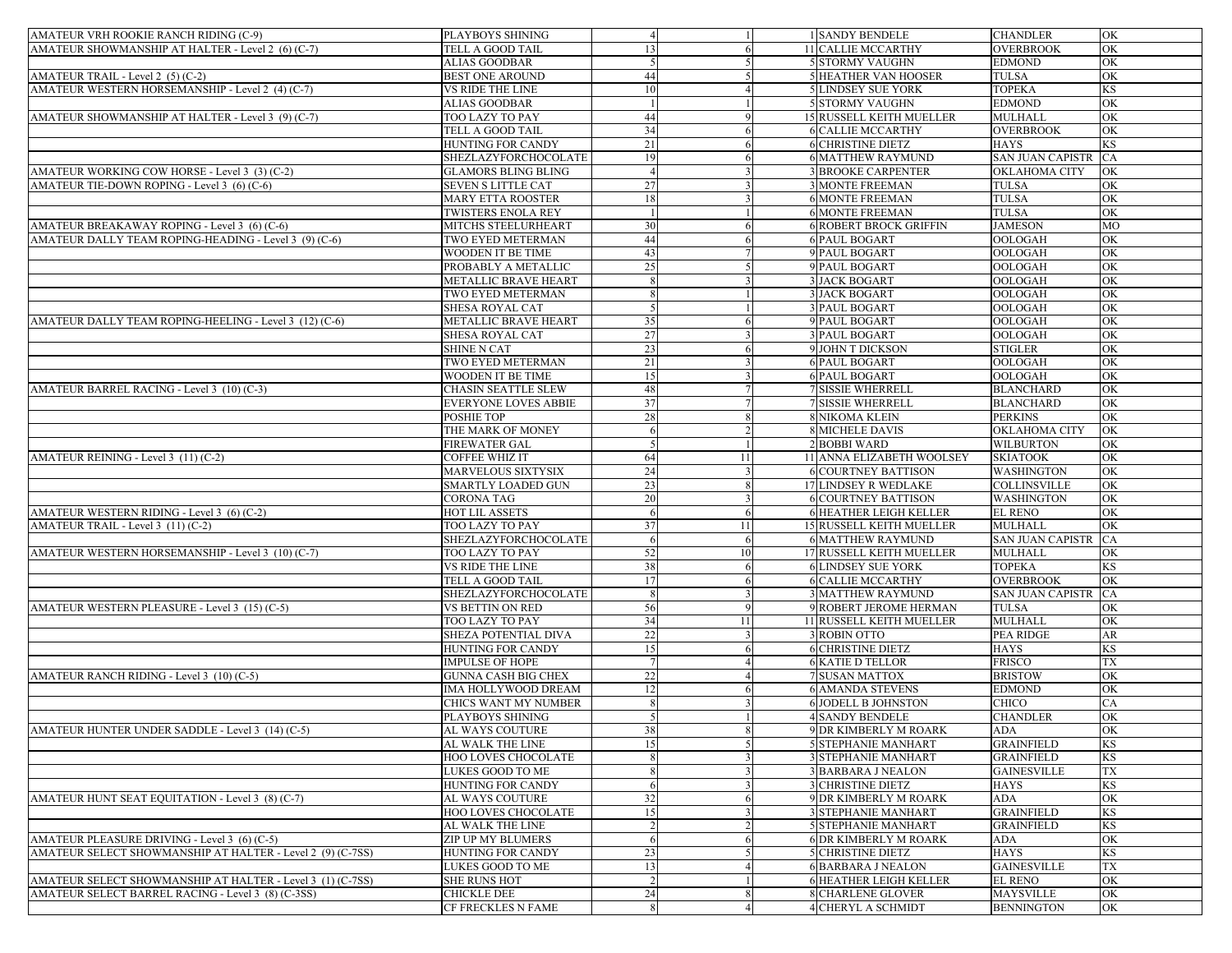| | | | | | | | |
|---|---|---|---|---|---|---|---|
| AMATEUR VRH ROOKIE RANCH RIDING (C-9) | PLAYBOYS SHINING | 4 | 1 | 1 | SANDY BENDELE | CHANDLER | OK |
| AMATEUR SHOWMANSHIP AT HALTER - Level 2 (6) (C-7) | TELL A GOOD TAIL | 13 | 6 | 11 | CALLIE MCCARTHY | OVERBROOK | OK |
| | ALIAS GOODBAR | 5 | 5 | 5 | STORMY VAUGHN | EDMOND | OK |
| AMATEUR TRAIL - Level 2 (5) (C-2) | BEST ONE AROUND | 44 | 5 | 5 | HEATHER VAN HOOSER | TULSA | OK |
| AMATEUR WESTERN HORSEMANSHIP - Level 2 (4) (C-7) | VS RIDE THE LINE | 10 | 4 | 5 | LINDSEY SUE YORK | TOPEKA | KS |
| | ALIAS GOODBAR | 1 | 1 | 5 | STORMY VAUGHN | EDMOND | OK |
| AMATEUR SHOWMANSHIP AT HALTER - Level 3 (9) (C-7) | TOO LAZY TO PAY | 44 | 9 | 15 | RUSSELL KEITH MUELLER | MULHALL | OK |
| | TELL A GOOD TAIL | 34 | 6 | 6 | CALLIE MCCARTHY | OVERBROOK | OK |
| | HUNTING FOR CANDY | 21 | 6 | 6 | CHRISTINE DIETZ | HAYS | KS |
| | SHEZLAZYFORCHOCOLATE | 19 | 6 | 6 | MATTHEW RAYMUND | SAN JUAN CAPISTR | CA |
| AMATEUR WORKING COW HORSE - Level 3 (3) (C-2) | GLAMORS BLING BLING | 4 | 3 | 3 | BROOKE CARPENTER | OKLAHOMA CITY | OK |
| AMATEUR TIE-DOWN ROPING - Level 3 (6) (C-6) | SEVEN S LITTLE CAT | 27 | 3 | 3 | MONTE FREEMAN | TULSA | OK |
| | MARY ETTA ROOSTER | 18 | 3 | 6 | MONTE FREEMAN | TULSA | OK |
| | TWISTERS ENOLA REY | 1 | 1 | 6 | MONTE FREEMAN | TULSA | OK |
| AMATEUR BREAKAWAY ROPING - Level 3 (6) (C-6) | MITCHS STEELURHEART | 30 | 6 | 6 | ROBERT BROCK GRIFFIN | JAMESON | MO |
| AMATEUR DALLY TEAM ROPING-HEADING - Level 3 (9) (C-6) | TWO EYED METERMAN | 44 | 6 | 6 | PAUL BOGART | OOLOGAH | OK |
| | WOODEN IT BE TIME | 43 | 7 | 9 | PAUL BOGART | OOLOGAH | OK |
| | PROBABLY A METALLIC | 25 | 5 | 9 | PAUL BOGART | OOLOGAH | OK |
| | METALLIC BRAVE HEART | 8 | 3 | 3 | JACK BOGART | OOLOGAH | OK |
| | TWO EYED METERMAN | 8 | 1 | 3 | JACK BOGART | OOLOGAH | OK |
| | SHESA ROYAL CAT | 5 | 1 | 3 | PAUL BOGART | OOLOGAH | OK |
| AMATEUR DALLY TEAM ROPING-HEELING - Level 3 (12) (C-6) | METALLIC BRAVE HEART | 35 | 6 | 9 | PAUL BOGART | OOLOGAH | OK |
| | SHESA ROYAL CAT | 27 | 3 | 3 | PAUL BOGART | OOLOGAH | OK |
| | SHINE N CAT | 23 | 6 | 9 | JOHN T DICKSON | STIGLER | OK |
| | TWO EYED METERMAN | 21 | 3 | 6 | PAUL BOGART | OOLOGAH | OK |
| | WOODEN IT BE TIME | 15 | 3 | 6 | PAUL BOGART | OOLOGAH | OK |
| AMATEUR BARREL RACING - Level 3 (10) (C-3) | CHASIN SEATTLE SLEW | 48 | 7 | 7 | SISSIE WHERRELL | BLANCHARD | OK |
| | EVERYONE LOVES ABBIE | 37 | 7 | 7 | SISSIE WHERRELL | BLANCHARD | OK |
| | POSHIE TOP | 28 | 8 | 8 | NIKOMA KLEIN | PERKINS | OK |
| | THE MARK OF MONEY | 6 | 2 | 8 | MICHELE DAVIS | OKLAHOMA CITY | OK |
| | FIREWATER GAL | 5 | 1 | 2 | BOBBI WARD | WILBURTON | OK |
| AMATEUR REINING - Level 3 (11) (C-2) | COFFEE WHIZ IT | 64 | 11 | 11 | ANNA ELIZABETH WOOLSEY | SKIATOOK | OK |
| | MARVELOUS SIXTYSIX | 24 | 3 | 6 | COURTNEY BATTISON | WASHINGTON | OK |
| | SMARTLY LOADED GUN | 23 | 8 | 17 | LINDSEY R WEDLAKE | COLLINSVILLE | OK |
| | CORONA TAG | 20 | 3 | 6 | COURTNEY BATTISON | WASHINGTON | OK |
| AMATEUR WESTERN RIDING - Level 3 (6) (C-2) | HOT LIL ASSETS | 6 | 6 | 6 | HEATHER LEIGH KELLER | EL RENO | OK |
| AMATEUR TRAIL - Level 3 (11) (C-2) | TOO LAZY TO PAY | 37 | 11 | 15 | RUSSELL KEITH MUELLER | MULHALL | OK |
| | SHEZLAZYFORCHOCOLATE | 6 | 6 | 6 | MATTHEW RAYMUND | SAN JUAN CAPISTR | CA |
| AMATEUR WESTERN HORSEMANSHIP - Level 3 (10) (C-7) | TOO LAZY TO PAY | 52 | 10 | 17 | RUSSELL KEITH MUELLER | MULHALL | OK |
| | VS RIDE THE LINE | 38 | 6 | 6 | LINDSEY SUE YORK | TOPEKA | KS |
| | TELL A GOOD TAIL | 17 | 6 | 6 | CALLIE MCCARTHY | OVERBROOK | OK |
| | SHEZLAZYFORCHOCOLATE | 8 | 3 | 3 | MATTHEW RAYMUND | SAN JUAN CAPISTR | CA |
| AMATEUR WESTERN PLEASURE - Level 3 (15) (C-5) | VS BETTIN ON RED | 56 | 9 | 9 | ROBERT JEROME HERMAN | TULSA | OK |
| | TOO LAZY TO PAY | 34 | 11 | 11 | RUSSELL KEITH MUELLER | MULHALL | OK |
| | SHEZA POTENTIAL DIVA | 22 | 3 | 3 | ROBIN OTTO | PEA RIDGE | AR |
| | HUNTING FOR CANDY | 15 | 6 | 6 | CHRISTINE DIETZ | HAYS | KS |
| | IMPULSE OF HOPE | 7 | 4 | 6 | KATIE D TELLOR | FRISCO | TX |
| AMATEUR RANCH RIDING - Level 3 (10) (C-5) | GUNNA CASH BIG CHEX | 22 | 4 | 7 | SUSAN MATTOX | BRISTOW | OK |
| | IMA HOLLYWOOD DREAM | 12 | 6 | 6 | AMANDA STEVENS | EDMOND | OK |
| | CHICS WANT MY NUMBER | 8 | 3 | 6 | JODELL B JOHNSTON | CHICO | CA |
| | PLAYBOYS SHINING | 5 | 1 | 4 | SANDY BENDELE | CHANDLER | OK |
| AMATEUR HUNTER UNDER SADDLE - Level 3 (14) (C-5) | AL WAYS COUTURE | 38 | 8 | 9 | DR KIMBERLY M ROARK | ADA | OK |
| | AL WALK THE LINE | 15 | 5 | 5 | STEPHANIE MANHART | GRAINFIELD | KS |
| | HOO LOVES CHOCOLATE | 8 | 3 | 3 | STEPHANIE MANHART | GRAINFIELD | KS |
| | LUKES GOOD TO ME | 8 | 3 | 3 | BARBARA J NEALON | GAINESVILLE | TX |
| | HUNTING FOR CANDY | 6 | 3 | 3 | CHRISTINE DIETZ | HAYS | KS |
| AMATEUR HUNT SEAT EQUITATION - Level 3 (8) (C-7) | AL WAYS COUTURE | 32 | 6 | 9 | DR KIMBERLY M ROARK | ADA | OK |
| | HOO LOVES CHOCOLATE | 15 | 3 | 3 | STEPHANIE MANHART | GRAINFIELD | KS |
| | AL WALK THE LINE | 2 | 2 | 5 | STEPHANIE MANHART | GRAINFIELD | KS |
| AMATEUR PLEASURE DRIVING - Level 3 (6) (C-5) | ZIP UP MY BLUMERS | 6 | 6 | 6 | DR KIMBERLY M ROARK | ADA | OK |
| AMATEUR SELECT SHOWMANSHIP AT HALTER - Level 2 (9) (C-7SS) | HUNTING FOR CANDY | 23 | 5 | 5 | CHRISTINE DIETZ | HAYS | KS |
| | LUKES GOOD TO ME | 13 | 4 | 6 | BARBARA J NEALON | GAINESVILLE | TX |
| AMATEUR SELECT SHOWMANSHIP AT HALTER - Level 3 (1) (C-7SS) | SHE RUNS HOT | 2 | 1 | 6 | HEATHER LEIGH KELLER | EL RENO | OK |
| AMATEUR SELECT BARREL RACING - Level 3 (8) (C-3SS) | CHICKLE DEE | 24 | 8 | 8 | CHARLENE GLOVER | MAYSVILLE | OK |
| | CF FRECKLES N FAME | 8 | 4 | 4 | CHERYL A SCHMIDT | BENNINGTON | OK |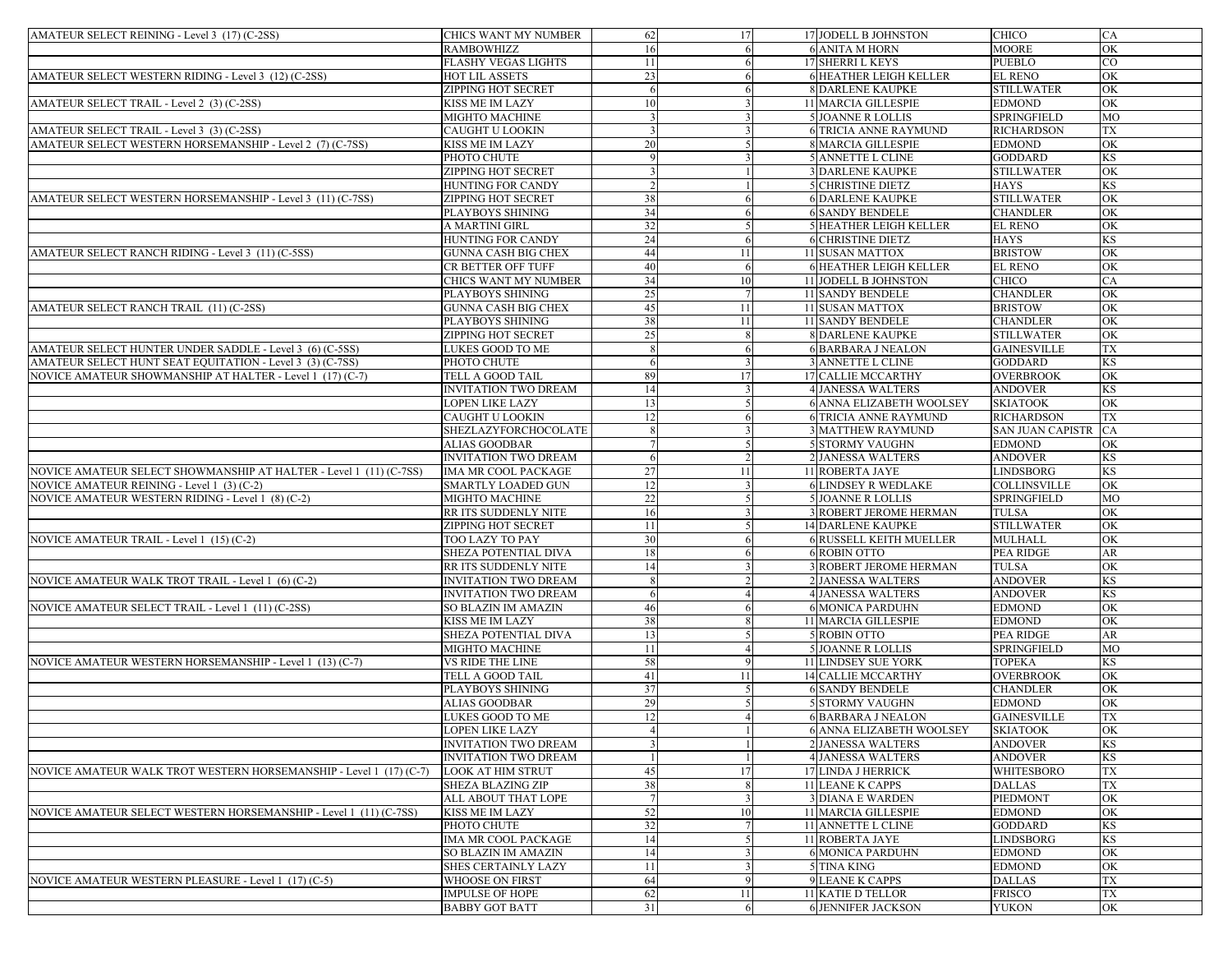| | | | | | | |
|---|---|---|---|---|---|---|
| AMATEUR SELECT REINING - Level 3 (17) (C-2SS) | CHICS WANT MY NUMBER | 62 | 17 | 17 JODELL B JOHNSTON | CHICO | CA |
| | RAMBOWHIZZ | 16 | 6 | 6 ANITA M HORN | MOORE | OK |
| | FLASHY VEGAS LIGHTS | 11 | 6 | 17 SHERRI L KEYS | PUEBLO | CO |
| AMATEUR SELECT WESTERN RIDING - Level 3 (12) (C-2SS) | HOT LIL ASSETS | 23 | 6 | 6 HEATHER LEIGH KELLER | EL RENO | OK |
| | ZIPPING HOT SECRET | 6 | 6 | 8 DARLENE KAUPKE | STILLWATER | OK |
| AMATEUR SELECT TRAIL - Level 2 (3) (C-2SS) | KISS ME IM LAZY | 10 | 3 | 11 MARCIA GILLESPIE | EDMOND | OK |
| | MIGHTO MACHINE | 3 | 3 | 5 JOANNE R LOLLIS | SPRINGFIELD | MO |
| AMATEUR SELECT TRAIL - Level 3 (3) (C-2SS) | CAUGHT U LOOKIN | 3 | 3 | 6 TRICIA ANNE RAYMUND | RICHARDSON | TX |
| AMATEUR SELECT WESTERN HORSEMANSHIP - Level 2 (7) (C-7SS) | KISS ME IM LAZY | 20 | 5 | 8 MARCIA GILLESPIE | EDMOND | OK |
| | PHOTO CHUTE | 9 | 3 | 5 ANNETTE L CLINE | GODDARD | KS |
| | ZIPPING HOT SECRET | 3 | 1 | 3 DARLENE KAUPKE | STILLWATER | OK |
| | HUNTING FOR CANDY | 2 | 1 | 5 CHRISTINE DIETZ | HAYS | KS |
| AMATEUR SELECT WESTERN HORSEMANSHIP - Level 3 (11) (C-7SS) | ZIPPING HOT SECRET | 38 | 6 | 6 DARLENE KAUPKE | STILLWATER | OK |
| | PLAYBOYS SHINING | 34 | 6 | 6 SANDY BENDELE | CHANDLER | OK |
| | A MARTINI GIRL | 32 | 5 | 5 HEATHER LEIGH KELLER | EL RENO | OK |
| | HUNTING FOR CANDY | 24 | 6 | 6 CHRISTINE DIETZ | HAYS | KS |
| AMATEUR SELECT RANCH RIDING - Level 3 (11) (C-5SS) | GUNNA CASH BIG CHEX | 44 | 11 | 11 SUSAN MATTOX | BRISTOW | OK |
| | CR BETTER OFF TUFF | 40 | 6 | 6 HEATHER LEIGH KELLER | EL RENO | OK |
| | CHICS WANT MY NUMBER | 34 | 10 | 11 JODELL B JOHNSTON | CHICO | CA |
| | PLAYBOYS SHINING | 25 | 7 | 11 SANDY BENDELE | CHANDLER | OK |
| AMATEUR SELECT RANCH TRAIL (11) (C-2SS) | GUNNA CASH BIG CHEX | 45 | 11 | 11 SUSAN MATTOX | BRISTOW | OK |
| | PLAYBOYS SHINING | 38 | 11 | 11 SANDY BENDELE | CHANDLER | OK |
| | ZIPPING HOT SECRET | 25 | 8 | 8 DARLENE KAUPKE | STILLWATER | OK |
| AMATEUR SELECT HUNTER UNDER SADDLE - Level 3 (6) (C-5SS) | LUKES GOOD TO ME | 8 | 6 | 6 BARBARA J NEALON | GAINESVILLE | TX |
| AMATEUR SELECT HUNT SEAT EQUITATION - Level 3 (3) (C-7SS) | PHOTO CHUTE | 6 | 3 | 3 ANNETTE L CLINE | GODDARD | KS |
| NOVICE AMATEUR SHOWMANSHIP AT HALTER - Level 1 (17) (C-7) | TELL A GOOD TAIL | 89 | 17 | 17 CALLIE MCCARTHY | OVERBROOK | OK |
| | INVITATION TWO DREAM | 14 | 3 | 4 JANESSA WALTERS | ANDOVER | KS |
| | LOPEN LIKE LAZY | 13 | 5 | 6 ANNA ELIZABETH WOOLSEY | SKIATOOK | OK |
| | CAUGHT U LOOKIN | 12 | 6 | 6 TRICIA ANNE RAYMUND | RICHARDSON | TX |
| | SHEZLAZYFORCHOCOLATE | 8 | 3 | 3 MATTHEW RAYMUND | SAN JUAN CAPISTR | CA |
| | ALIAS GOODBAR | 7 | 5 | 5 STORMY VAUGHN | EDMOND | OK |
| | INVITATION TWO DREAM | 6 | 2 | 2 JANESSA WALTERS | ANDOVER | KS |
| NOVICE AMATEUR SELECT SHOWMANSHIP AT HALTER - Level 1 (11) (C-7SS) | IMA MR COOL PACKAGE | 27 | 11 | 11 ROBERTA JAYE | LINDSBORG | KS |
| NOVICE AMATEUR REINING - Level 1 (3) (C-2) | SMARTLY LOADED GUN | 12 | 3 | 6 LINDSEY R WEDLAKE | COLLINSVILLE | OK |
| NOVICE AMATEUR WESTERN RIDING - Level 1 (8) (C-2) | MIGHTO MACHINE | 22 | 5 | 5 JOANNE R LOLLIS | SPRINGFIELD | MO |
| | RR ITS SUDDENLY NITE | 16 | 3 | 3 ROBERT JEROME HERMAN | TULSA | OK |
| | ZIPPING HOT SECRET | 11 | 5 | 14 DARLENE KAUPKE | STILLWATER | OK |
| NOVICE AMATEUR TRAIL - Level 1 (15) (C-2) | TOO LAZY TO PAY | 30 | 6 | 6 RUSSELL KEITH MUELLER | MULHALL | OK |
| | SHEZA POTENTIAL DIVA | 18 | 6 | 6 ROBIN OTTO | PEA RIDGE | AR |
| | RR ITS SUDDENLY NITE | 14 | 3 | 3 ROBERT JEROME HERMAN | TULSA | OK |
| NOVICE AMATEUR WALK TROT TRAIL - Level 1 (6) (C-2) | INVITATION TWO DREAM | 8 | 2 | 2 JANESSA WALTERS | ANDOVER | KS |
| | INVITATION TWO DREAM | 6 | 4 | 4 JANESSA WALTERS | ANDOVER | KS |
| NOVICE AMATEUR SELECT TRAIL - Level 1 (11) (C-2SS) | SO BLAZIN IM AMAZIN | 46 | 6 | 6 MONICA PARDUHN | EDMOND | OK |
| | KISS ME IM LAZY | 38 | 8 | 11 MARCIA GILLESPIE | EDMOND | OK |
| | SHEZA POTENTIAL DIVA | 13 | 5 | 5 ROBIN OTTO | PEA RIDGE | AR |
| | MIGHTO MACHINE | 11 | 4 | 5 JOANNE R LOLLIS | SPRINGFIELD | MO |
| NOVICE AMATEUR WESTERN HORSEMANSHIP - Level 1 (13) (C-7) | VS RIDE THE LINE | 58 | 9 | 11 LINDSEY SUE YORK | TOPEKA | KS |
| | TELL A GOOD TAIL | 41 | 11 | 14 CALLIE MCCARTHY | OVERBROOK | OK |
| | PLAYBOYS SHINING | 37 | 5 | 6 SANDY BENDELE | CHANDLER | OK |
| | ALIAS GOODBAR | 29 | 5 | 5 STORMY VAUGHN | EDMOND | OK |
| | LUKES GOOD TO ME | 12 | 4 | 6 BARBARA J NEALON | GAINESVILLE | TX |
| | LOPEN LIKE LAZY | 4 | 1 | 6 ANNA ELIZABETH WOOLSEY | SKIATOOK | OK |
| | INVITATION TWO DREAM | 3 | 1 | 2 JANESSA WALTERS | ANDOVER | KS |
| | INVITATION TWO DREAM | 1 | 1 | 4 JANESSA WALTERS | ANDOVER | KS |
| NOVICE AMATEUR WALK TROT WESTERN HORSEMANSHIP - Level 1 (17) (C-7) | LOOK AT HIM STRUT | 45 | 17 | 17 LINDA J HERRICK | WHITESBORO | TX |
| | SHEZA BLAZING ZIP | 38 | 8 | 11 LEANE K CAPPS | DALLAS | TX |
| | ALL ABOUT THAT LOPE | 7 | 3 | 3 DIANA E WARDEN | PIEDMONT | OK |
| NOVICE AMATEUR SELECT WESTERN HORSEMANSHIP - Level 1 (11) (C-7SS) | KISS ME IM LAZY | 52 | 10 | 11 MARCIA GILLESPIE | EDMOND | OK |
| | PHOTO CHUTE | 32 | 7 | 11 ANNETTE L CLINE | GODDARD | KS |
| | IMA MR COOL PACKAGE | 14 | 5 | 11 ROBERTA JAYE | LINDSBORG | KS |
| | SO BLAZIN IM AMAZIN | 14 | 3 | 6 MONICA PARDUHN | EDMOND | OK |
| | SHES CERTAINLY LAZY | 11 | 3 | 5 TINA KING | EDMOND | OK |
| NOVICE AMATEUR WESTERN PLEASURE - Level 1 (17) (C-5) | WHOOSE ON FIRST | 64 | 9 | 9 LEANE K CAPPS | DALLAS | TX |
| | IMPULSE OF HOPE | 62 | 11 | 11 KATIE D TELLOR | FRISCO | TX |
| | BABBY GOT BATT | 31 | 6 | 6 JENNIFER JACKSON | YUKON | OK |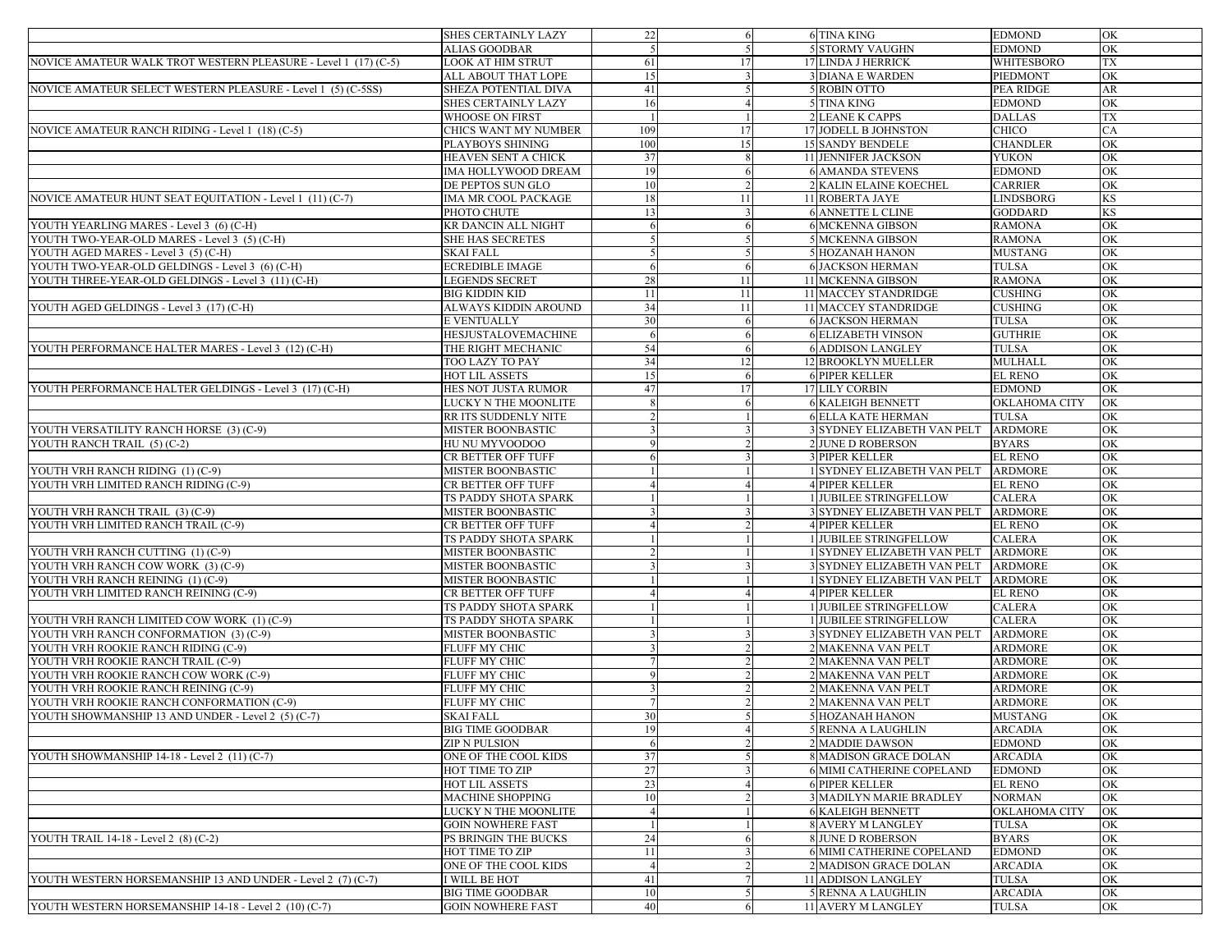| | | | | | | |
|---|---|---|---|---|---|---|
| | SHES CERTAINLY LAZY | 22 | 6 | 6 TINA KING | EDMOND | OK |
| | ALIAS GOODBAR | 5 | 5 | 5 STORMY VAUGHN | EDMOND | OK |
| NOVICE AMATEUR WALK TROT WESTERN PLEASURE - Level 1 (17) (C-5) | LOOK AT HIM STRUT | 61 | 17 | 17 LINDA J HERRICK | WHITESBORO | TX |
| | ALL ABOUT THAT LOPE | 15 | 3 | 3 DIANA E WARDEN | PIEDMONT | OK |
| NOVICE AMATEUR SELECT WESTERN PLEASURE - Level 1 (5) (C-5SS) | SHEZA POTENTIAL DIVA | 41 | 5 | 5 ROBIN OTTO | PEA RIDGE | AR |
| | SHES CERTAINLY LAZY | 16 | 4 | 5 TINA KING | EDMOND | OK |
| | WHOOSE ON FIRST | 1 | 1 | 2 LEANE K CAPPS | DALLAS | TX |
| NOVICE AMATEUR RANCH RIDING - Level 1 (18) (C-5) | CHICS WANT MY NUMBER | 109 | 17 | 17 JODELL B JOHNSTON | CHICO | CA |
| | PLAYBOYS SHINING | 100 | 15 | 15 SANDY BENDELE | CHANDLER | OK |
| | HEAVEN SENT A CHICK | 37 | 8 | 11 JENNIFER JACKSON | YUKON | OK |
| | IMA HOLLYWOOD DREAM | 19 | 6 | 6 AMANDA STEVENS | EDMOND | OK |
| | DE PEPTOS SUN GLO | 10 | 2 | 2 KALIN ELAINE KOECHEL | CARRIER | OK |
| NOVICE AMATEUR HUNT SEAT EQUITATION - Level 1 (11) (C-7) | IMA MR COOL PACKAGE | 18 | 11 | 11 ROBERTA JAYE | LINDSBORG | KS |
| | PHOTO CHUTE | 13 | 3 | 6 ANNETTE L CLINE | GODDARD | KS |
| YOUTH YEARLING MARES - Level 3 (6) (C-H) | KR DANCIN ALL NIGHT | 6 | 6 | 6 MCKENNA GIBSON | RAMONA | OK |
| YOUTH TWO-YEAR-OLD MARES - Level 3 (5) (C-H) | SHE HAS SECRETES | 5 | 5 | 5 MCKENNA GIBSON | RAMONA | OK |
| YOUTH AGED MARES - Level 3 (5) (C-H) | SKAI FALL | 5 | 5 | 5 HOZANAH HANON | MUSTANG | OK |
| YOUTH TWO-YEAR-OLD GELDINGS - Level 3 (6) (C-H) | ECREDIBLE IMAGE | 6 | 6 | 6 JACKSON HERMAN | TULSA | OK |
| YOUTH THREE-YEAR-OLD GELDINGS - Level 3 (11) (C-H) | LEGENDS SECRET | 28 | 11 | 11 MCKENNA GIBSON | RAMONA | OK |
| | BIG KIDDIN KID | 11 | 11 | 11 MACCEY STANDRIDGE | CUSHING | OK |
| YOUTH AGED GELDINGS - Level 3 (17) (C-H) | ALWAYS KIDDIN AROUND | 34 | 11 | 11 MACCEY STANDRIDGE | CUSHING | OK |
| | E VENTUALLY | 30 | 6 | 6 JACKSON HERMAN | TULSA | OK |
| | HESJUSTALOVEMACHINE | 6 | 6 | 6 ELIZABETH VINSON | GUTHRIE | OK |
| YOUTH PERFORMANCE HALTER MARES - Level 3 (12) (C-H) | THE RIGHT MECHANIC | 54 | 6 | 6 ADDISON LANGLEY | TULSA | OK |
| | TOO LAZY TO PAY | 34 | 12 | 12 BROOKLYN MUELLER | MULHALL | OK |
| | HOT LIL ASSETS | 15 | 6 | 6 PIPER KELLER | EL RENO | OK |
| YOUTH PERFORMANCE HALTER GELDINGS - Level 3 (17) (C-H) | HES NOT JUSTA RUMOR | 47 | 17 | 17 LILY CORBIN | EDMOND | OK |
| | LUCKY N THE MOONLITE | 8 | 6 | 6 KALEIGH BENNETT | OKLAHOMA CITY | OK |
| | RR ITS SUDDENLY NITE | 2 | 1 | 6 ELLA KATE HERMAN | TULSA | OK |
| YOUTH VERSATILITY RANCH HORSE (3) (C-9) | MISTER BOONBASTIC | 3 | 3 | 3 SYDNEY ELIZABETH VAN PELT | ARDMORE | OK |
| YOUTH RANCH TRAIL (5) (C-2) | HU NU MYVOODOO | 9 | 2 | 2 JUNE D ROBERSON | BYARS | OK |
| | CR BETTER OFF TUFF | 6 | 3 | 3 PIPER KELLER | EL RENO | OK |
| YOUTH VRH RANCH RIDING (1) (C-9) | MISTER BOONBASTIC | 1 | 1 | 1 SYDNEY ELIZABETH VAN PELT | ARDMORE | OK |
| YOUTH VRH LIMITED RANCH RIDING (C-9) | CR BETTER OFF TUFF | 4 | 4 | 4 PIPER KELLER | EL RENO | OK |
| | TS PADDY SHOTA SPARK | 1 | 1 | 1 JUBILEE STRINGFELLOW | CALERA | OK |
| YOUTH VRH RANCH TRAIL (3) (C-9) | MISTER BOONBASTIC | 3 | 3 | 3 SYDNEY ELIZABETH VAN PELT | ARDMORE | OK |
| YOUTH VRH LIMITED RANCH TRAIL (C-9) | CR BETTER OFF TUFF | 4 | 2 | 4 PIPER KELLER | EL RENO | OK |
| | TS PADDY SHOTA SPARK | 1 | 1 | 1 JUBILEE STRINGFELLOW | CALERA | OK |
| YOUTH VRH RANCH CUTTING (1) (C-9) | MISTER BOONBASTIC | 2 | 1 | 1 SYDNEY ELIZABETH VAN PELT | ARDMORE | OK |
| YOUTH VRH RANCH COW WORK (3) (C-9) | MISTER BOONBASTIC | 3 | 3 | 3 SYDNEY ELIZABETH VAN PELT | ARDMORE | OK |
| YOUTH VRH RANCH REINING (1) (C-9) | MISTER BOONBASTIC | 1 | 1 | 1 SYDNEY ELIZABETH VAN PELT | ARDMORE | OK |
| YOUTH VRH LIMITED RANCH REINING (C-9) | CR BETTER OFF TUFF | 4 | 4 | 4 PIPER KELLER | EL RENO | OK |
| | TS PADDY SHOTA SPARK | 1 | 1 | 1 JUBILEE STRINGFELLOW | CALERA | OK |
| YOUTH VRH RANCH LIMITED COW WORK (1) (C-9) | TS PADDY SHOTA SPARK | 1 | 1 | 1 JUBILEE STRINGFELLOW | CALERA | OK |
| YOUTH VRH RANCH CONFORMATION (3) (C-9) | MISTER BOONBASTIC | 3 | 3 | 3 SYDNEY ELIZABETH VAN PELT | ARDMORE | OK |
| YOUTH VRH ROOKIE RANCH RIDING (C-9) | FLUFF MY CHIC | 3 | 2 | 2 MAKENNA VAN PELT | ARDMORE | OK |
| YOUTH VRH ROOKIE RANCH TRAIL (C-9) | FLUFF MY CHIC | 7 | 2 | 2 MAKENNA VAN PELT | ARDMORE | OK |
| YOUTH VRH ROOKIE RANCH COW WORK (C-9) | FLUFF MY CHIC | 9 | 2 | 2 MAKENNA VAN PELT | ARDMORE | OK |
| YOUTH VRH ROOKIE RANCH REINING (C-9) | FLUFF MY CHIC | 3 | 2 | 2 MAKENNA VAN PELT | ARDMORE | OK |
| YOUTH VRH ROOKIE RANCH CONFORMATION (C-9) | FLUFF MY CHIC | 7 | 2 | 2 MAKENNA VAN PELT | ARDMORE | OK |
| YOUTH SHOWMANSHIP 13 AND UNDER - Level 2 (5) (C-7) | SKAI FALL | 30 | 5 | 5 HOZANAH HANON | MUSTANG | OK |
| | BIG TIME GOODBAR | 19 | 4 | 5 RENNA A LAUGHLIN | ARCADIA | OK |
| | ZIP N PULSION | 6 | 2 | 2 MADDIE DAWSON | EDMOND | OK |
| YOUTH SHOWMANSHIP 14-18 - Level 2 (11) (C-7) | ONE OF THE COOL KIDS | 37 | 5 | 8 MADISON GRACE DOLAN | ARCADIA | OK |
| | HOT TIME TO ZIP | 27 | 3 | 6 MIMI CATHERINE COPELAND | EDMOND | OK |
| | HOT LIL ASSETS | 23 | 4 | 6 PIPER KELLER | EL RENO | OK |
| | MACHINE SHOPPING | 10 | 2 | 3 MADILYN MARIE BRADLEY | NORMAN | OK |
| | LUCKY N THE MOONLITE | 4 | 1 | 6 KALEIGH BENNETT | OKLAHOMA CITY | OK |
| | GOIN NOWHERE FAST | 1 | 1 | 8 AVERY M LANGLEY | TULSA | OK |
| YOUTH TRAIL 14-18 - Level 2 (8) (C-2) | PS BRINGIN THE BUCKS | 24 | 6 | 8 JUNE D ROBERSON | BYARS | OK |
| | HOT TIME TO ZIP | 11 | 3 | 6 MIMI CATHERINE COPELAND | EDMOND | OK |
| | ONE OF THE COOL KIDS | 4 | 2 | 2 MADISON GRACE DOLAN | ARCADIA | OK |
| YOUTH WESTERN HORSEMANSHIP 13 AND UNDER - Level 2 (7) (C-7) | I WILL BE HOT | 41 | 7 | 11 ADDISON LANGLEY | TULSA | OK |
| | BIG TIME GOODBAR | 10 | 5 | 5 RENNA A LAUGHLIN | ARCADIA | OK |
| YOUTH WESTERN HORSEMANSHIP 14-18 - Level 2 (10) (C-7) | GOIN NOWHERE FAST | 40 | 6 | 11 AVERY M LANGLEY | TULSA | OK |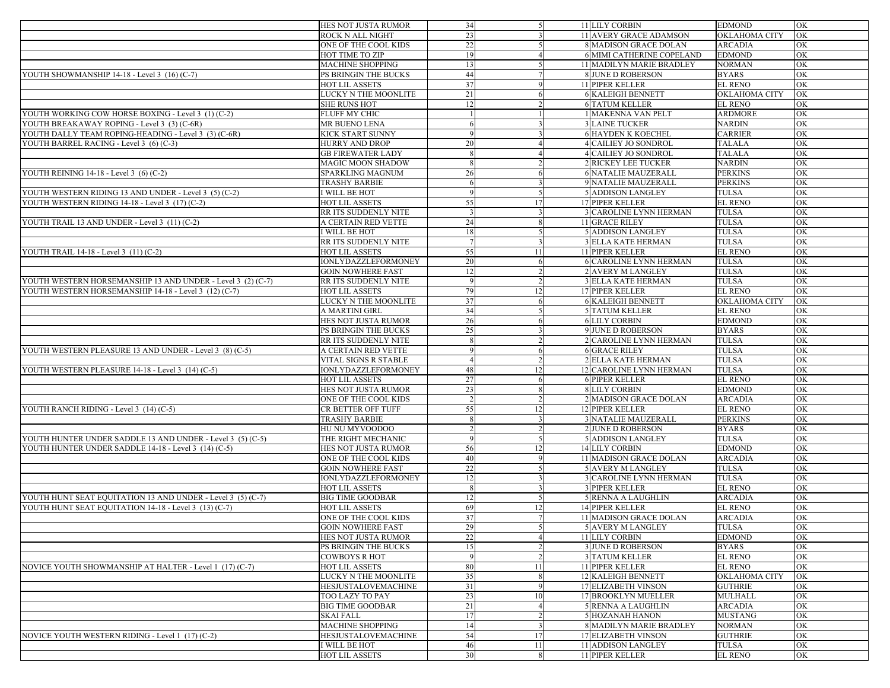| | | | | | | |
|---|---|---|---|---|---|---|
| | HES NOT JUSTA RUMOR | 34 | 5 | 11 LILY CORBIN | EDMOND | OK |
| | ROCK N ALL NIGHT | 23 | 3 | 11 AVERY GRACE ADAMSON | OKLAHOMA CITY | OK |
| | ONE OF THE COOL KIDS | 22 | 5 | 8 MADISON GRACE DOLAN | ARCADIA | OK |
| | HOT TIME TO ZIP | 19 | 4 | 6 MIMI CATHERINE COPELAND | EDMOND | OK |
| | MACHINE SHOPPING | 13 | 5 | 11 MADILYN MARIE BRADLEY | NORMAN | OK |
| YOUTH SHOWMANSHIP 14-18 - Level 3 (16) (C-7) | PS BRINGIN THE BUCKS | 44 | 7 | 8 JUNE D ROBERSON | BYARS | OK |
| | HOT LIL ASSETS | 37 | 9 | 11 PIPER KELLER | EL RENO | OK |
| | LUCKY N THE MOONLITE | 21 | 6 | 6 KALEIGH BENNETT | OKLAHOMA CITY | OK |
| | SHE RUNS HOT | 12 | 2 | 6 TATUM KELLER | EL RENO | OK |
| YOUTH WORKING COW HORSE BOXING - Level 3 (1) (C-2) | FLUFF MY CHIC | 1 | 1 | 1 MAKENNA VAN PELT | ARDMORE | OK |
| YOUTH BREAKAWAY ROPING - Level 3 (3) (C-6R) | MR BUENO LENA | 6 | 3 | 3 LAINE TUCKER | NARDIN | OK |
| YOUTH DALLY TEAM ROPING-HEADING - Level 3 (3) (C-6R) | KICK START SUNNY | 9 | 3 | 6 HAYDEN K KOECHEL | CARRIER | OK |
| YOUTH BARREL RACING - Level 3 (6) (C-3) | HURRY AND DROP | 20 | 4 | 4 CAILIEY JO SONDROL | TALALA | OK |
| | GB FIREWATER LADY | 8 | 4 | 4 CAILIEY JO SONDROL | TALALA | OK |
| | MAGIC MOON SHADOW | 8 | 2 | 2 RICKEY LEE TUCKER | NARDIN | OK |
| YOUTH REINING 14-18 - Level 3 (6) (C-2) | SPARKLING MAGNUM | 26 | 6 | 6 NATALIE MAUZERALL | PERKINS | OK |
| | TRASHY BARBIE | 6 | 3 | 9 NATALIE MAUZERALL | PERKINS | OK |
| YOUTH WESTERN RIDING 13 AND UNDER - Level 3 (5) (C-2) | I WILL BE HOT | 9 | 5 | 5 ADDISON LANGLEY | TULSA | OK |
| YOUTH WESTERN RIDING 14-18 - Level 3 (17) (C-2) | HOT LIL ASSETS | 55 | 17 | 17 PIPER KELLER | EL RENO | OK |
| | RR ITS SUDDENLY NITE | 3 | 3 | 3 CAROLINE LYNN HERMAN | TULSA | OK |
| YOUTH TRAIL 13 AND UNDER - Level 3 (11) (C-2) | A CERTAIN RED VETTE | 24 | 8 | 11 GRACE RILEY | TULSA | OK |
| | I WILL BE HOT | 18 | 5 | 5 ADDISON LANGLEY | TULSA | OK |
| | RR ITS SUDDENLY NITE | 7 | 3 | 3 ELLA KATE HERMAN | TULSA | OK |
| YOUTH TRAIL 14-18 - Level 3 (11) (C-2) | HOT LIL ASSETS | 55 | 11 | 11 PIPER KELLER | EL RENO | OK |
| | IONLYDAZZLEFORMONEY | 20 | 6 | 6 CAROLINE LYNN HERMAN | TULSA | OK |
| | GOIN NOWHERE FAST | 12 | 2 | 2 AVERY M LANGLEY | TULSA | OK |
| YOUTH WESTERN HORSEMANSHIP 13 AND UNDER - Level 3 (2) (C-7) | RR ITS SUDDENLY NITE | 9 | 2 | 3 ELLA KATE HERMAN | TULSA | OK |
| YOUTH WESTERN HORSEMANSHIP 14-18 - Level 3 (12) (C-7) | HOT LIL ASSETS | 79 | 12 | 17 PIPER KELLER | EL RENO | OK |
| | LUCKY N THE MOONLITE | 37 | 6 | 6 KALEIGH BENNETT | OKLAHOMA CITY | OK |
| | A MARTINI GIRL | 34 | 5 | 5 TATUM KELLER | EL RENO | OK |
| | HES NOT JUSTA RUMOR | 26 | 6 | 6 LILY CORBIN | EDMOND | OK |
| | PS BRINGIN THE BUCKS | 25 | 3 | 9 JUNE D ROBERSON | BYARS | OK |
| | RR ITS SUDDENLY NITE | 8 | 2 | 2 CAROLINE LYNN HERMAN | TULSA | OK |
| YOUTH WESTERN PLEASURE 13 AND UNDER - Level 3 (8) (C-5) | A CERTAIN RED VETTE | 9 | 6 | 6 GRACE RILEY | TULSA | OK |
| | VITAL SIGNS R STABLE | 4 | 2 | 2 ELLA KATE HERMAN | TULSA | OK |
| YOUTH WESTERN PLEASURE 14-18 - Level 3 (14) (C-5) | IONLYDAZZLEFORMONEY | 48 | 12 | 12 CAROLINE LYNN HERMAN | TULSA | OK |
| | HOT LIL ASSETS | 27 | 6 | 6 PIPER KELLER | EL RENO | OK |
| | HES NOT JUSTA RUMOR | 23 | 8 | 8 LILY CORBIN | EDMOND | OK |
| | ONE OF THE COOL KIDS | 2 | 2 | 2 MADISON GRACE DOLAN | ARCADIA | OK |
| YOUTH RANCH RIDING - Level 3 (14) (C-5) | CR BETTER OFF TUFF | 55 | 12 | 12 PIPER KELLER | EL RENO | OK |
| | TRASHY BARBIE | 8 | 3 | 3 NATALIE MAUZERALL | PERKINS | OK |
| | HU NU MYVOODOO | 2 | 2 | 2 JUNE D ROBERSON | BYARS | OK |
| YOUTH HUNTER UNDER SADDLE 13 AND UNDER - Level 3 (5) (C-5) | THE RIGHT MECHANIC | 9 | 5 | 5 ADDISON LANGLEY | TULSA | OK |
| YOUTH HUNTER UNDER SADDLE 14-18 - Level 3 (14) (C-5) | HES NOT JUSTA RUMOR | 56 | 12 | 14 LILY CORBIN | EDMOND | OK |
| | ONE OF THE COOL KIDS | 40 | 9 | 11 MADISON GRACE DOLAN | ARCADIA | OK |
| | GOIN NOWHERE FAST | 22 | 5 | 5 AVERY M LANGLEY | TULSA | OK |
| | IONLYDAZZLEFORMONEY | 12 | 3 | 3 CAROLINE LYNN HERMAN | TULSA | OK |
| | HOT LIL ASSETS | 8 | 3 | 3 PIPER KELLER | EL RENO | OK |
| YOUTH HUNT SEAT EQUITATION 13 AND UNDER - Level 3 (5) (C-7) | BIG TIME GOODBAR | 12 | 5 | 5 RENNA A LAUGHLIN | ARCADIA | OK |
| YOUTH HUNT SEAT EQUITATION 14-18 - Level 3 (13) (C-7) | HOT LIL ASSETS | 69 | 12 | 14 PIPER KELLER | EL RENO | OK |
| | ONE OF THE COOL KIDS | 37 | 7 | 11 MADISON GRACE DOLAN | ARCADIA | OK |
| | GOIN NOWHERE FAST | 29 | 5 | 5 AVERY M LANGLEY | TULSA | OK |
| | HES NOT JUSTA RUMOR | 22 | 4 | 11 LILY CORBIN | EDMOND | OK |
| | PS BRINGIN THE BUCKS | 15 | 2 | 3 JUNE D ROBERSON | BYARS | OK |
| | COWBOYS R HOT | 9 | 2 | 3 TATUM KELLER | EL RENO | OK |
| NOVICE YOUTH SHOWMANSHIP AT HALTER - Level 1 (17) (C-7) | HOT LIL ASSETS | 80 | 11 | 11 PIPER KELLER | EL RENO | OK |
| | LUCKY N THE MOONLITE | 35 | 8 | 12 KALEIGH BENNETT | OKLAHOMA CITY | OK |
| | HESJUSTALOVEMACHINE | 31 | 9 | 17 ELIZABETH VINSON | GUTHRIE | OK |
| | TOO LAZY TO PAY | 23 | 10 | 17 BROOKLYN MUELLER | MULHALL | OK |
| | BIG TIME GOODBAR | 21 | 4 | 5 RENNA A LAUGHLIN | ARCADIA | OK |
| | SKAI FALL | 17 | 2 | 5 HOZANAH HANON | MUSTANG | OK |
| | MACHINE SHOPPING | 14 | 3 | 8 MADILYN MARIE BRADLEY | NORMAN | OK |
| NOVICE YOUTH WESTERN RIDING - Level 1 (17) (C-2) | HESJUSTALOVEMACHINE | 54 | 17 | 17 ELIZABETH VINSON | GUTHRIE | OK |
| | I WILL BE HOT | 46 | 11 | 11 ADDISON LANGLEY | TULSA | OK |
| | HOT LIL ASSETS | 30 | 8 | 11 PIPER KELLER | EL RENO | OK |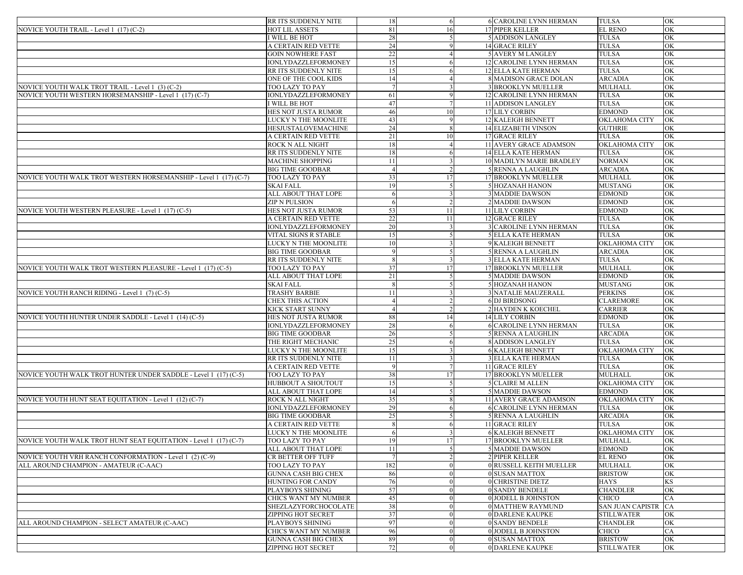| | | | | | | |
|---|---|---|---|---|---|---|
| | RR ITS SUDDENLY NITE | 18 | 6 | 6 CAROLINE LYNN HERMAN | TULSA | OK |
| NOVICE YOUTH TRAIL - Level 1 (17) (C-2) | HOT LIL ASSETS | 81 | 16 | 17 PIPER KELLER | EL RENO | OK |
| | I WILL BE HOT | 28 | 5 | 5 ADDISON LANGLEY | TULSA | OK |
| | A CERTAIN RED VETTE | 24 | 9 | 14 GRACE RILEY | TULSA | OK |
| | GOIN NOWHERE FAST | 22 | 4 | 5 AVERY M LANGLEY | TULSA | OK |
| | IONLYDAZZLEFORMONEY | 15 | 6 | 12 CAROLINE LYNN HERMAN | TULSA | OK |
| | RR ITS SUDDENLY NITE | 15 | 6 | 12 ELLA KATE HERMAN | TULSA | OK |
| | ONE OF THE COOL KIDS | 14 | 4 | 8 MADISON GRACE DOLAN | ARCADIA | OK |
| NOVICE YOUTH WALK TROT TRAIL - Level 1 (3) (C-2) | TOO LAZY TO PAY | 7 | 3 | 3 BROOKLYN MUELLER | MULHALL | OK |
| NOVICE YOUTH WESTERN HORSEMANSHIP - Level 1 (17) (C-7) | IONLYDAZZLEFORMONEY | 61 | 9 | 12 CAROLINE LYNN HERMAN | TULSA | OK |
| | I WILL BE HOT | 47 | 7 | 11 ADDISON LANGLEY | TULSA | OK |
| | HES NOT JUSTA RUMOR | 46 | 10 | 17 LILY CORBIN | EDMOND | OK |
| | LUCKY N THE MOONLITE | 43 | 9 | 12 KALEIGH BENNETT | OKLAHOMA CITY | OK |
| | HESJUSTALOVEMACHINE | 24 | 8 | 14 ELIZABETH VINSON | GUTHRIE | OK |
| | A CERTAIN RED VETTE | 21 | 10 | 17 GRACE RILEY | TULSA | OK |
| | ROCK N ALL NIGHT | 18 | 4 | 11 AVERY GRACE ADAMSON | OKLAHOMA CITY | OK |
| | RR ITS SUDDENLY NITE | 18 | 6 | 14 ELLA KATE HERMAN | TULSA | OK |
| | MACHINE SHOPPING | 11 | 3 | 10 MADILYN MARIE BRADLEY | NORMAN | OK |
| | BIG TIME GOODBAR | 4 | 2 | 5 RENNA A LAUGHLIN | ARCADIA | OK |
| NOVICE YOUTH WALK TROT WESTERN HORSEMANSHIP - Level 1 (17) (C-7) | TOO LAZY TO PAY | 33 | 17 | 17 BROOKLYN MUELLER | MULHALL | OK |
| | SKAI FALL | 19 | 5 | 5 HOZANAH HANON | MUSTANG | OK |
| | ALL ABOUT THAT LOPE | 6 | 3 | 3 MADDIE DAWSON | EDMOND | OK |
| | ZIP N PULSION | 6 | 2 | 2 MADDIE DAWSON | EDMOND | OK |
| NOVICE YOUTH WESTERN PLEASURE - Level 1 (17) (C-5) | HES NOT JUSTA RUMOR | 53 | 11 | 11 LILY CORBIN | EDMOND | OK |
| | A CERTAIN RED VETTE | 22 | 11 | 12 GRACE RILEY | TULSA | OK |
| | IONLYDAZZLEFORMONEY | 20 | 3 | 3 CAROLINE LYNN HERMAN | TULSA | OK |
| | VITAL SIGNS R STABLE | 15 | 5 | 5 ELLA KATE HERMAN | TULSA | OK |
| | LUCKY N THE MOONLITE | 10 | 3 | 9 KALEIGH BENNETT | OKLAHOMA CITY | OK |
| | BIG TIME GOODBAR | 9 | 5 | 5 RENNA A LAUGHLIN | ARCADIA | OK |
| | RR ITS SUDDENLY NITE | 8 | 3 | 3 ELLA KATE HERMAN | TULSA | OK |
| NOVICE YOUTH WALK TROT WESTERN PLEASURE - Level 1 (17) (C-5) | TOO LAZY TO PAY | 37 | 17 | 17 BROOKLYN MUELLER | MULHALL | OK |
| | ALL ABOUT THAT LOPE | 21 | 5 | 5 MADDIE DAWSON | EDMOND | OK |
| | SKAI FALL | 8 | 5 | 5 HOZANAH HANON | MUSTANG | OK |
| NOVICE YOUTH RANCH RIDING - Level 1 (7) (C-5) | TRASHY BARBIE | 11 | 3 | 3 NATALIE MAUZERALL | PERKINS | OK |
| | CHEX THIS ACTION | 4 | 2 | 6 DJ BIRDSONG | CLAREMORE | OK |
| | KICK START SUNNY | 4 | 2 | 2 HAYDEN K KOECHEL | CARRIER | OK |
| NOVICE YOUTH HUNTER UNDER SADDLE - Level 1 (14) (C-5) | HES NOT JUSTA RUMOR | 88 | 14 | 14 LILY CORBIN | EDMOND | OK |
| | IONLYDAZZLEFORMONEY | 28 | 6 | 6 CAROLINE LYNN HERMAN | TULSA | OK |
| | BIG TIME GOODBAR | 26 | 5 | 5 RENNA A LAUGHLIN | ARCADIA | OK |
| | THE RIGHT MECHANIC | 25 | 6 | 8 ADDISON LANGLEY | TULSA | OK |
| | LUCKY N THE MOONLITE | 15 | 3 | 6 KALEIGH BENNETT | OKLAHOMA CITY | OK |
| | RR ITS SUDDENLY NITE | 11 | 3 | 3 ELLA KATE HERMAN | TULSA | OK |
| | A CERTAIN RED VETTE | 9 | 7 | 11 GRACE RILEY | TULSA | OK |
| NOVICE YOUTH WALK TROT HUNTER UNDER SADDLE - Level 1 (17) (C-5) | TOO LAZY TO PAY | 38 | 17 | 17 BROOKLYN MUELLER | MULHALL | OK |
| | HUBBOUT A SHOUTOUT | 15 | 5 | 5 CLAIRE M ALLEN | OKLAHOMA CITY | OK |
| | ALL ABOUT THAT LOPE | 14 | 5 | 5 MADDIE DAWSON | EDMOND | OK |
| NOVICE YOUTH HUNT SEAT EQUITATION - Level 1 (12) (C-7) | ROCK N ALL NIGHT | 35 | 8 | 11 AVERY GRACE ADAMSON | OKLAHOMA CITY | OK |
| | IONLYDAZZLEFORMONEY | 29 | 6 | 6 CAROLINE LYNN HERMAN | TULSA | OK |
| | BIG TIME GOODBAR | 25 | 5 | 5 RENNA A LAUGHLIN | ARCADIA | OK |
| | A CERTAIN RED VETTE | 8 | 6 | 11 GRACE RILEY | TULSA | OK |
| | LUCKY N THE MOONLITE | 6 | 3 | 6 KALEIGH BENNETT | OKLAHOMA CITY | OK |
| NOVICE YOUTH WALK TROT HUNT SEAT EQUITATION - Level 1 (17) (C-7) | TOO LAZY TO PAY | 19 | 17 | 17 BROOKLYN MUELLER | MULHALL | OK |
| | ALL ABOUT THAT LOPE | 11 | 5 | 5 MADDIE DAWSON | EDMOND | OK |
| NOVICE YOUTH VRH RANCH CONFORMATION - Level 1 (2) (C-9) | CR BETTER OFF TUFF | 7 | 2 | 2 PIPER KELLER | EL RENO | OK |
| ALL AROUND CHAMPION - AMATEUR (C-AAC) | TOO LAZY TO PAY | 182 | 0 | 0 RUSSELL KEITH MUELLER | MULHALL | OK |
| | GUNNA CASH BIG CHEX | 86 | 0 | 0 SUSAN MATTOX | BRISTOW | OK |
| | HUNTING FOR CANDY | 76 | 0 | 0 CHRISTINE DIETZ | HAYS | KS |
| | PLAYBOYS SHINING | 57 | 0 | 0 SANDY BENDELE | CHANDLER | OK |
| | CHICS WANT MY NUMBER | 45 | 0 | 0 JODELL B JOHNSTON | CHICO | CA |
| | SHEZLAZYFORCHOCOLATE | 38 | 0 | 0 MATTHEW RAYMUND | SAN JUAN CAPISTR | CA |
| | ZIPPING HOT SECRET | 37 | 0 | 0 DARLENE KAUPKE | STILLWATER | OK |
| ALL AROUND CHAMPION - SELECT AMATEUR (C-AAC) | PLAYBOYS SHINING | 97 | 0 | 0 SANDY BENDELE | CHANDLER | OK |
| | CHICS WANT MY NUMBER | 96 | 0 | 0 JODELL B JOHNSTON | CHICO | CA |
| | GUNNA CASH BIG CHEX | 89 | 0 | 0 SUSAN MATTOX | BRISTOW | OK |
| | ZIPPING HOT SECRET | 72 | 0 | 0 DARLENE KAUPKE | STILLWATER | OK |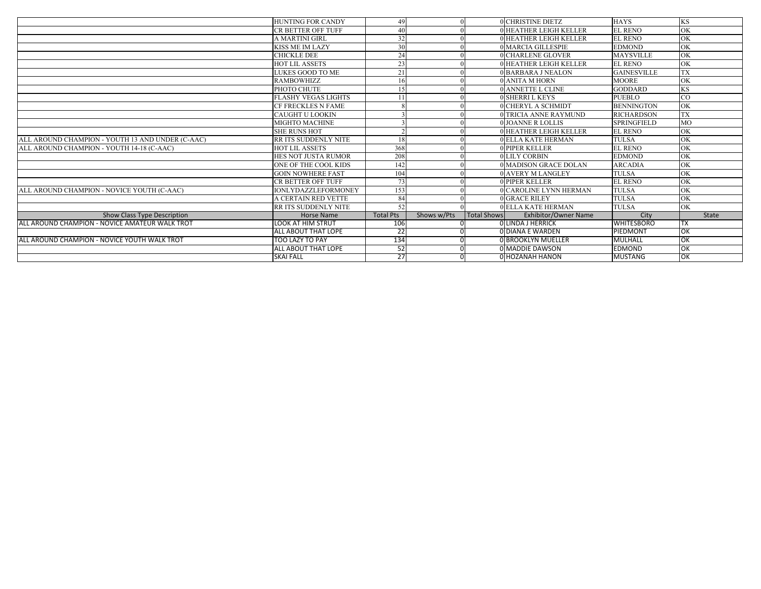| | | | | | | | |
|---|---|---|---|---|---|---|---|
| | HUNTING FOR CANDY | 49 | 0 | 0 | CHRISTINE DIETZ | HAYS | KS |
| | CR BETTER OFF TUFF | 40 | 0 | 0 | HEATHER LEIGH KELLER | EL RENO | OK |
| | A MARTINI GIRL | 32 | 0 | 0 | HEATHER LEIGH KELLER | EL RENO | OK |
| | KISS ME IM LAZY | 30 | 0 | 0 | MARCIA GILLESPIE | EDMOND | OK |
| | CHICKLE DEE | 24 | 0 | 0 | CHARLENE GLOVER | MAYSVILLE | OK |
| | HOT LIL ASSETS | 23 | 0 | 0 | HEATHER LEIGH KELLER | EL RENO | OK |
| | LUKES GOOD TO ME | 21 | 0 | 0 | BARBARA J NEALON | GAINESVILLE | TX |
| | RAMBOWHIZZ | 16 | 0 | 0 | ANITA M HORN | MOORE | OK |
| | PHOTO CHUTE | 15 | 0 | 0 | ANNETTE L CLINE | GODDARD | KS |
| | FLASHY VEGAS LIGHTS | 11 | 0 | 0 | SHERRI L KEYS | PUEBLO | CO |
| | CF FRECKLES N FAME | 8 | 0 | 0 | CHERYL A SCHMIDT | BENNINGTON | OK |
| | CAUGHT U LOOKIN | 3 | 0 | 0 | TRICIA ANNE RAYMUND | RICHARDSON | TX |
| | MIGHTO MACHINE | 3 | 0 | 0 | JOANNE R LOLLIS | SPRINGFIELD | MO |
| | SHE RUNS HOT | 2 | 0 | 0 | HEATHER LEIGH KELLER | EL RENO | OK |
| ALL AROUND CHAMPION - YOUTH 13 AND UNDER (C-AAC) | RR ITS SUDDENLY NITE | 18 | 0 | 0 | ELLA KATE HERMAN | TULSA | OK |
| ALL AROUND CHAMPION - YOUTH 14-18 (C-AAC) | HOT LIL ASSETS | 368 | 0 | 0 | PIPER KELLER | EL RENO | OK |
| | HES NOT JUSTA RUMOR | 208 | 0 | 0 | LILY CORBIN | EDMOND | OK |
| | ONE OF THE COOL KIDS | 142 | 0 | 0 | MADISON GRACE DOLAN | ARCADIA | OK |
| | GOIN NOWHERE FAST | 104 | 0 | 0 | AVERY M LANGLEY | TULSA | OK |
| | CR BETTER OFF TUFF | 73 | 0 | 0 | PIPER KELLER | EL RENO | OK |
| ALL AROUND CHAMPION - NOVICE YOUTH (C-AAC) | IONLYDAZZLEFORMONEY | 153 | 0 | 0 | CAROLINE LYNN HERMAN | TULSA | OK |
| | A CERTAIN RED VETTE | 84 | 0 | 0 | GRACE RILEY | TULSA | OK |
| | RR ITS SUDDENLY NITE | 52 | 0 | 0 | ELLA KATE HERMAN | TULSA | OK |
| **Show Class Type Description** | **Horse Name** | **Total Pts** | **Shows w/Pts** | **Total Shows** | **Exhibitor/Owner Name** | **City** | **State** |
| ALL AROUND CHAMPION - NOVICE AMATEUR WALK TROT | LOOK AT HIM STRUT | 106 | 0 | 0 | LINDA J HERRICK | WHITESBORO | TX |
| | ALL ABOUT THAT LOPE | 22 | 0 | 0 | DIANA E WARDEN | PIEDMONT | OK |
| ALL AROUND CHAMPION - NOVICE YOUTH WALK TROT | TOO LAZY TO PAY | 134 | 0 | 0 | BROOKLYN MUELLER | MULHALL | OK |
| | ALL ABOUT THAT LOPE | 52 | 0 | 0 | MADDIE DAWSON | EDMOND | OK |
| | SKAI FALL | 27 | 0 | 0 | HOZANAH HANON | MUSTANG | OK |